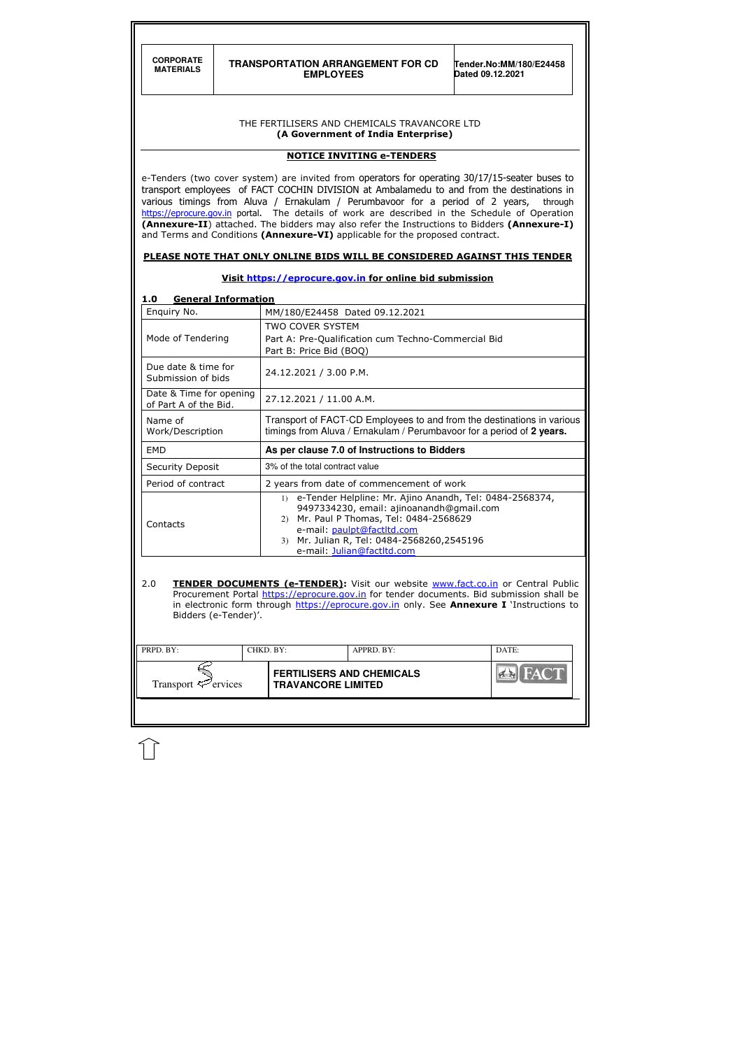| CORPORATE MATERIALS | TRANSPORTATION ARRANGEMENT FOR CD EMPLOYEES | Tender.No:MM/180/E24458 Dated 09.12.2021 |
|---|---|---|

THE FERTILISERS AND CHEMICALS TRAVANCORE LTD
**(A Government of India Enterprise)**

## NOTICE INVITING e-TENDERS

e-Tenders (two cover system) are invited from operators for operating 30/17/15-seater buses to transport employees of FACT COCHIN DIVISION at Ambalamedu to and from the destinations in various timings from Aluva / Ernakulam / Perumbavoor for a period of 2 years, through https://eprocure.gov.in portal. The details of work are described in the Schedule of Operation **(Annexure-II**) attached. The bidders may also refer the Instructions to Bidders **(Annexure-I)** and Terms and Conditions **(Annexure-VI)** applicable for the proposed contract.

**PLEASE NOTE THAT ONLY ONLINE BIDS WILL BE CONSIDERED AGAINST THIS TENDER**

**Visit https://eprocure.gov.in for online bid submission**

### 1.0 General Information

| Field | Details |
|---|---|
| Enquiry No. | MM/180/E24458 Dated 09.12.2021 |
| Mode of Tendering | TWO COVER SYSTEM<br>Part A: Pre-Qualification cum Techno-Commercial Bid<br>Part B: Price Bid (BOQ) |
| Due date & time for Submission of bids | 24.12.2021 / 3.00 P.M. |
| Date & Time for opening of Part A of the Bid. | 27.12.2021 / 11.00 A.M. |
| Name of Work/Description | Transport of FACT-CD Employees to and from the destinations in various timings from Aluva / Ernakulam / Perumbavoor for a period of **2 years.** |
| EMD | **As per clause 7.0 of Instructions to Bidders** |
| Security Deposit | 3% of the total contract value |
| Period of contract | 2 years from date of commencement of work |
| Contacts | 1) e-Tender Helpline: Mr. Ajino Anandh, Tel: 0484-2568374, 9497334230, email: ajinoanandh@gmail.com<br>2) Mr. Paul P Thomas, Tel: 0484-2568629 e-mail: paulpt@factltd.com<br>3) Mr. Julian R, Tel: 0484-2568260,2545196 e-mail: Julian@factltd.com |

2.0 **TENDER DOCUMENTS (e-TENDER):** Visit our website www.fact.co.in or Central Public Procurement Portal https://eprocure.gov.in for tender documents. Bid submission shall be in electronic form through https://eprocure.gov.in only. See **Annexure I** 'Instructions to Bidders (e-Tender)'.

| PRPD. BY: | CHKD. BY: | APPRD. BY: | DATE: |
|---|---|---|---|
| Transport Services | FERTILISERS AND CHEMICALS TRAVANCORE LIMITED | | FACT |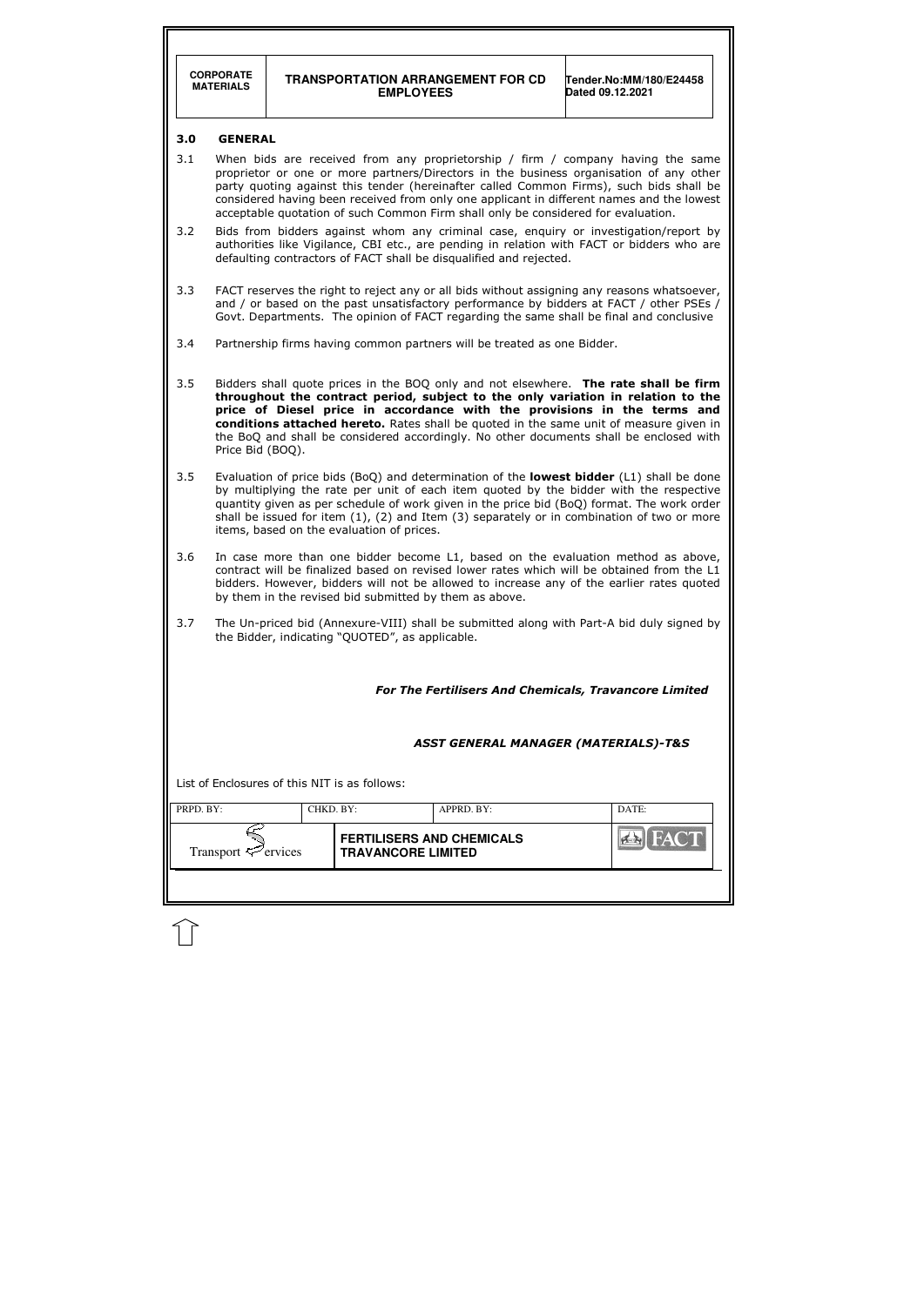## 3.0 GENERAL

3.1 When bids are received from any proprietorship / firm / company having the same proprietor or one or more partners/Directors in the business organisation of any other party quoting against this tender (hereinafter called Common Firms), such bids shall be considered having been received from only one applicant in different names and the lowest acceptable quotation of such Common Firm shall only be considered for evaluation.

3.2 Bids from bidders against whom any criminal case, enquiry or investigation/report by authorities like Vigilance, CBI etc., are pending in relation with FACT or bidders who are defaulting contractors of FACT shall be disqualified and rejected.

3.3 FACT reserves the right to reject any or all bids without assigning any reasons whatsoever, and / or based on the past unsatisfactory performance by bidders at FACT / other PSEs / Govt. Departments. The opinion of FACT regarding the same shall be final and conclusive

3.4 Partnership firms having common partners will be treated as one Bidder.

3.5 Bidders shall quote prices in the BOQ only and not elsewhere. **The rate shall be firm throughout the contract period, subject to the only variation in relation to the price of Diesel price in accordance with the provisions in the terms and conditions attached hereto.** Rates shall be quoted in the same unit of measure given in the BoQ and shall be considered accordingly. No other documents shall be enclosed with Price Bid (BOQ).

3.5 Evaluation of price bids (BoQ) and determination of the **lowest bidder** (L1) shall be done by multiplying the rate per unit of each item quoted by the bidder with the respective quantity given as per schedule of work given in the price bid (BoQ) format. The work order shall be issued for item (1), (2) and Item (3) separately or in combination of two or more items, based on the evaluation of prices.

3.6 In case more than one bidder become L1, based on the evaluation method as above, contract will be finalized based on revised lower rates which will be obtained from the L1 bidders. However, bidders will not be allowed to increase any of the earlier rates quoted by them in the revised bid submitted by them as above.

3.7 The Un-priced bid (Annexure-VIII) shall be submitted along with Part-A bid duly signed by the Bidder, indicating "QUOTED", as applicable.

*For The Fertilisers And Chemicals, Travancore Limited*

*ASST GENERAL MANAGER (MATERIALS)-T&S*

List of Enclosures of this NIT is as follows: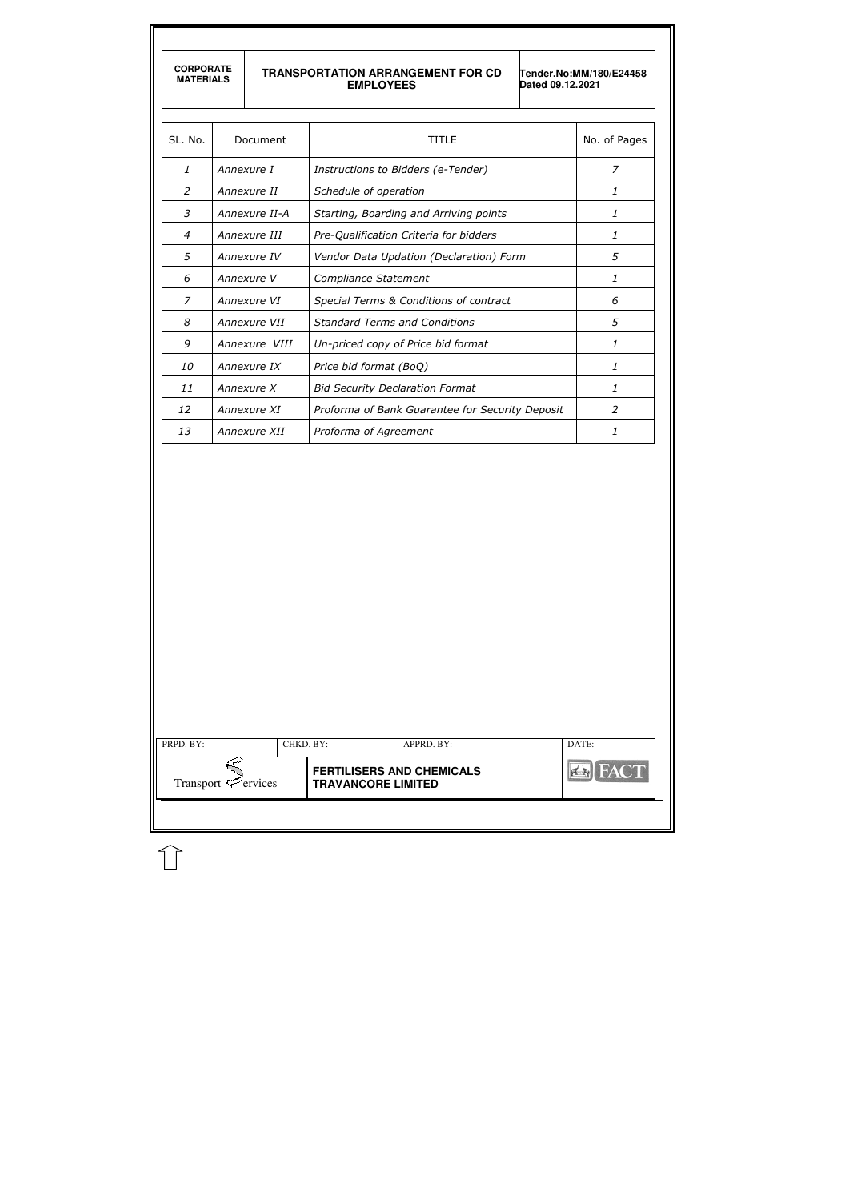| SL. No. | Document | TITLE | No. of Pages |
|---|---|---|---|
| *1* | *Annexure I* | *Instructions to Bidders (e-Tender)* | *7* |
| *2* | *Annexure II* | *Schedule of operation* | *1* |
| *3* | *Annexure II-A* | *Starting, Boarding and Arriving points* | *1* |
| *4* | *Annexure III* | *Pre-Qualification Criteria for bidders* | *1* |
| *5* | *Annexure IV* | *Vendor Data Updation (Declaration) Form* | *5* |
| *6* | *Annexure V* | *Compliance Statement* | *1* |
| *7* | *Annexure VI* | *Special Terms & Conditions of contract* | *6* |
| *8* | *Annexure VII* | *Standard Terms and Conditions* | *5* |
| *9* | *Annexure VIII* | *Un-priced copy of Price bid format* | *1* |
| *10* | *Annexure IX* | *Price bid format (BoQ)* | *1* |
| *11* | *Annexure X* | *Bid Security Declaration Format* | *1* |
| *12* | *Annexure XI* | *Proforma of Bank Guarantee for Security Deposit* | *2* |
| *13* | *Annexure XII* | *Proforma of Agreement* | *1* |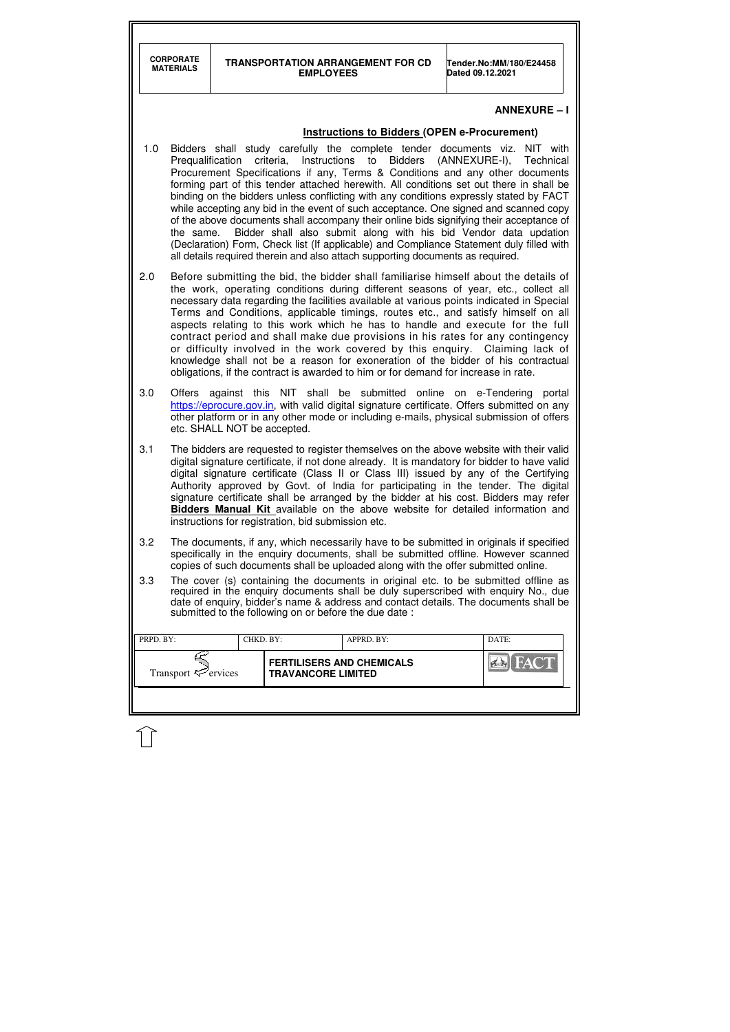## ANNEXURE – I

### Instructions to Bidders (OPEN e-Procurement)

1.0 Bidders shall study carefully the complete tender documents viz. NIT with Prequalification criteria, Instructions to Bidders (ANNEXURE-I), Technical Procurement Specifications if any, Terms & Conditions and any other documents forming part of this tender attached herewith. All conditions set out there in shall be binding on the bidders unless conflicting with any conditions expressly stated by FACT while accepting any bid in the event of such acceptance. One signed and scanned copy of the above documents shall accompany their online bids signifying their acceptance of the same. Bidder shall also submit along with his bid Vendor data updation (Declaration) Form, Check list (If applicable) and Compliance Statement duly filled with all details required therein and also attach supporting documents as required.

2.0 Before submitting the bid, the bidder shall familiarise himself about the details of the work, operating conditions during different seasons of year, etc., collect all necessary data regarding the facilities available at various points indicated in Special Terms and Conditions, applicable timings, routes etc., and satisfy himself on all aspects relating to this work which he has to handle and execute for the full contract period and shall make due provisions in his rates for any contingency or difficulty involved in the work covered by this enquiry. Claiming lack of knowledge shall not be a reason for exoneration of the bidder of his contractual obligations, if the contract is awarded to him or for demand for increase in rate.

3.0 Offers against this NIT shall be submitted online on e-Tendering portal https://eprocure.gov.in, with valid digital signature certificate. Offers submitted on any other platform or in any other mode or including e-mails, physical submission of offers etc. SHALL NOT be accepted.

3.1 The bidders are requested to register themselves on the above website with their valid digital signature certificate, if not done already. It is mandatory for bidder to have valid digital signature certificate (Class II or Class III) issued by any of the Certifying Authority approved by Govt. of India for participating in the tender. The digital signature certificate shall be arranged by the bidder at his cost. Bidders may refer **Bidders Manual Kit** available on the above website for detailed information and instructions for registration, bid submission etc.

3.2 The documents, if any, which necessarily have to be submitted in originals if specified specifically in the enquiry documents, shall be submitted offline. However scanned copies of such documents shall be uploaded along with the offer submitted online.

3.3 The cover (s) containing the documents in original etc. to be submitted offline as required in the enquiry documents shall be duly superscribed with enquiry No., due date of enquiry, bidder's name & address and contact details. The documents shall be submitted to the following on or before the due date :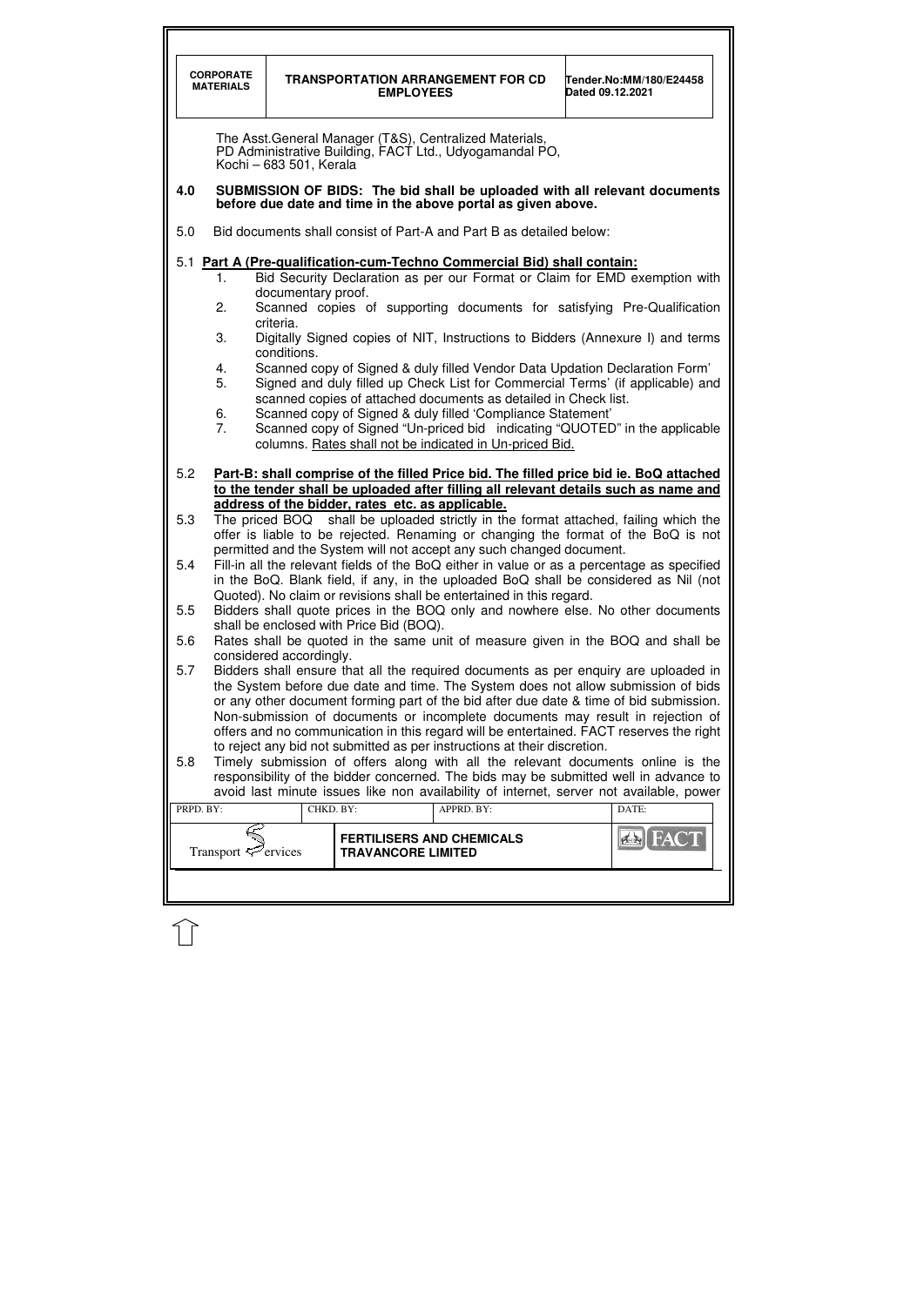The Asst.General Manager (T&S), Centralized Materials,
PD Administrative Building, FACT Ltd., Udyogamandal PO,
Kochi – 683 501, Kerala

**4.0 SUBMISSION OF BIDS: The bid shall be uploaded with all relevant documents before due date and time in the above portal as given above.**

5.0 Bid documents shall consist of Part-A and Part B as detailed below:

5.1 **Part A (Pre-qualification-cum-Techno Commercial Bid) shall contain:**

1. Bid Security Declaration as per our Format or Claim for EMD exemption with documentary proof.
2. Scanned copies of supporting documents for satisfying Pre-Qualification criteria.
3. Digitally Signed copies of NIT, Instructions to Bidders (Annexure I) and terms conditions.
4. Scanned copy of Signed & duly filled Vendor Data Updation Declaration Form'
5. Signed and duly filled up Check List for Commercial Terms' (if applicable) and scanned copies of attached documents as detailed in Check list.
6. Scanned copy of Signed & duly filled 'Compliance Statement'
7. Scanned copy of Signed "Un-priced bid indicating "QUOTED" in the applicable columns. Rates shall not be indicated in Un-priced Bid.

5.2 **Part-B: shall comprise of the filled Price bid. The filled price bid ie. BoQ attached to the tender shall be uploaded after filling all relevant details such as name and address of the bidder, rates etc. as applicable.**

5.3 The priced BOQ shall be uploaded strictly in the format attached, failing which the offer is liable to be rejected. Renaming or changing the format of the BoQ is not permitted and the System will not accept any such changed document.

5.4 Fill-in all the relevant fields of the BoQ either in value or as a percentage as specified in the BoQ. Blank field, if any, in the uploaded BoQ shall be considered as Nil (not Quoted). No claim or revisions shall be entertained in this regard.

5.5 Bidders shall quote prices in the BOQ only and nowhere else. No other documents shall be enclosed with Price Bid (BOQ).

5.6 Rates shall be quoted in the same unit of measure given in the BOQ and shall be considered accordingly.

5.7 Bidders shall ensure that all the required documents as per enquiry are uploaded in the System before due date and time. The System does not allow submission of bids or any other document forming part of the bid after due date & time of bid submission. Non-submission of documents or incomplete documents may result in rejection of offers and no communication in this regard will be entertained. FACT reserves the right to reject any bid not submitted as per instructions at their discretion.

5.8 Timely submission of offers along with all the relevant documents online is the responsibility of the bidder concerned. The bids may be submitted well in advance to avoid last minute issues like non availability of internet, server not available, power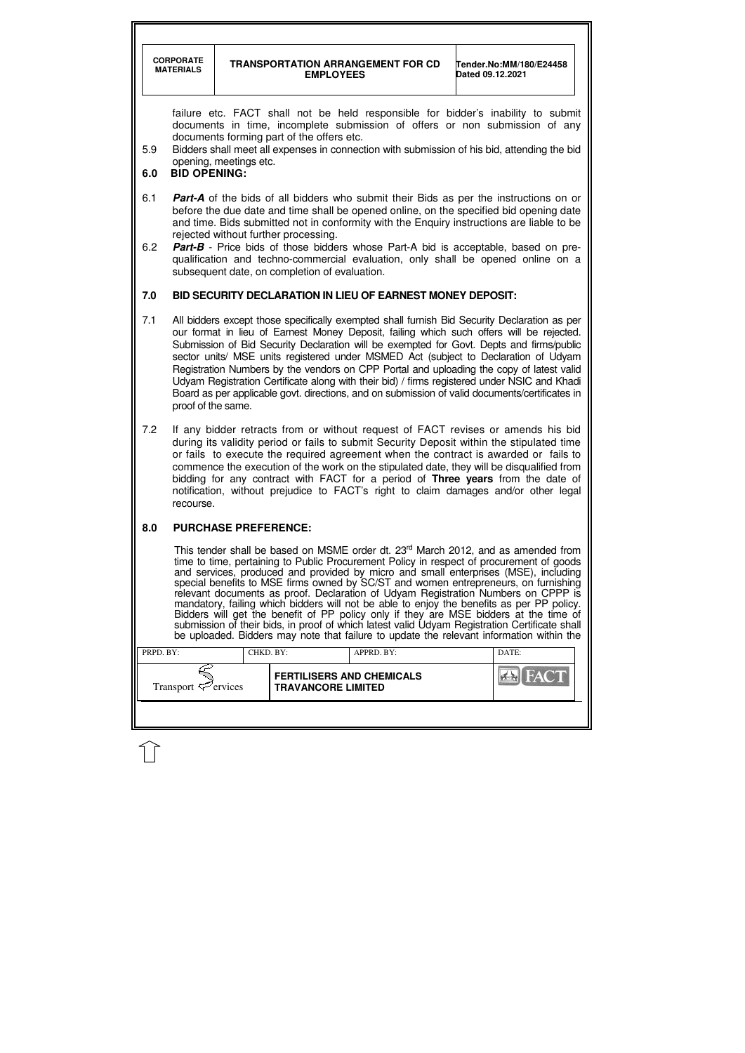failure etc. FACT shall not be held responsible for bidder's inability to submit documents in time, incomplete submission of offers or non submission of any documents forming part of the offers etc.

5.9 Bidders shall meet all expenses in connection with submission of his bid, attending the bid opening, meetings etc.

## 6.0 BID OPENING:

6.1 ***Part-A*** of the bids of all bidders who submit their Bids as per the instructions on or before the due date and time shall be opened online, on the specified bid opening date and time. Bids submitted not in conformity with the Enquiry instructions are liable to be rejected without further processing.

6.2 ***Part-B*** - Price bids of those bidders whose Part-A bid is acceptable, based on pre-qualification and techno-commercial evaluation, only shall be opened online on a subsequent date, on completion of evaluation.

## 7.0 BID SECURITY DECLARATION IN LIEU OF EARNEST MONEY DEPOSIT:

7.1 All bidders except those specifically exempted shall furnish Bid Security Declaration as per our format in lieu of Earnest Money Deposit, failing which such offers will be rejected. Submission of Bid Security Declaration will be exempted for Govt. Depts and firms/public sector units/ MSE units registered under MSMED Act (subject to Declaration of Udyam Registration Numbers by the vendors on CPP Portal and uploading the copy of latest valid Udyam Registration Certificate along with their bid) / firms registered under NSIC and Khadi Board as per applicable govt. directions, and on submission of valid documents/certificates in proof of the same.

7.2 If any bidder retracts from or without request of FACT revises or amends his bid during its validity period or fails to submit Security Deposit within the stipulated time or fails to execute the required agreement when the contract is awarded or fails to commence the execution of the work on the stipulated date, they will be disqualified from bidding for any contract with FACT for a period of **Three years** from the date of notification, without prejudice to FACT's right to claim damages and/or other legal recourse.

## 8.0 PURCHASE PREFERENCE:

This tender shall be based on MSME order dt. 23rd March 2012, and as amended from time to time, pertaining to Public Procurement Policy in respect of procurement of goods and services, produced and provided by micro and small enterprises (MSE), including special benefits to MSE firms owned by SC/ST and women entrepreneurs, on furnishing relevant documents as proof. Declaration of Udyam Registration Numbers on CPPP is mandatory, failing which bidders will not be able to enjoy the benefits as per PP policy. Bidders will get the benefit of PP policy only if they are MSE bidders at the time of submission of their bids, in proof of which latest valid Udyam Registration Certificate shall be uploaded. Bidders may note that failure to update the relevant information within the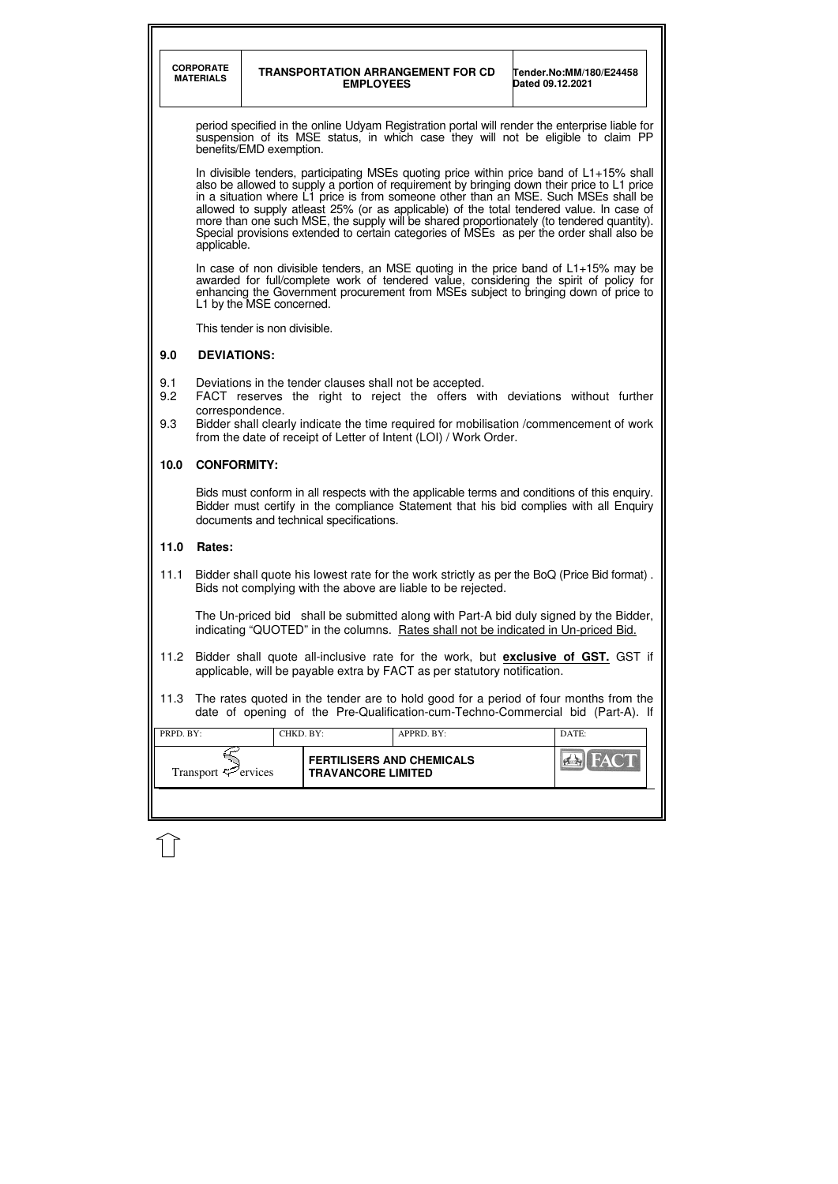period specified in the online Udyam Registration portal will render the enterprise liable for suspension of its MSE status, in which case they will not be eligible to claim PP benefits/EMD exemption.

In divisible tenders, participating MSEs quoting price within price band of L1+15% shall also be allowed to supply a portion of requirement by bringing down their price to L1 price in a situation where L1 price is from someone other than an MSE. Such MSEs shall be allowed to supply atleast 25% (or as applicable) of the total tendered value. In case of more than one such MSE, the supply will be shared proportionately (to tendered quantity). Special provisions extended to certain categories of MSEs as per the order shall also be applicable.

In case of non divisible tenders, an MSE quoting in the price band of L1+15% may be awarded for full/complete work of tendered value, considering the spirit of policy for enhancing the Government procurement from MSEs subject to bringing down of price to L1 by the MSE concerned.

This tender is non divisible.

## 9.0 DEVIATIONS:

9.1 Deviations in the tender clauses shall not be accepted.

9.2 FACT reserves the right to reject the offers with deviations without further correspondence.

9.3 Bidder shall clearly indicate the time required for mobilisation /commencement of work from the date of receipt of Letter of Intent (LOI) / Work Order.

## 10.0 CONFORMITY:

Bids must conform in all respects with the applicable terms and conditions of this enquiry. Bidder must certify in the compliance Statement that his bid complies with all Enquiry documents and technical specifications.

## 11.0 Rates:

11.1 Bidder shall quote his lowest rate for the work strictly as per the BoQ (Price Bid format) . Bids not complying with the above are liable to be rejected.

The Un-priced bid shall be submitted along with Part-A bid duly signed by the Bidder, indicating "QUOTED" in the columns. <u>Rates shall not be indicated in Un-priced Bid.</u>

11.2 Bidder shall quote all-inclusive rate for the work, but **exclusive of GST.** GST if applicable, will be payable extra by FACT as per statutory notification.

11.3 The rates quoted in the tender are to hold good for a period of four months from the date of opening of the Pre-Qualification-cum-Techno-Commercial bid (Part-A). If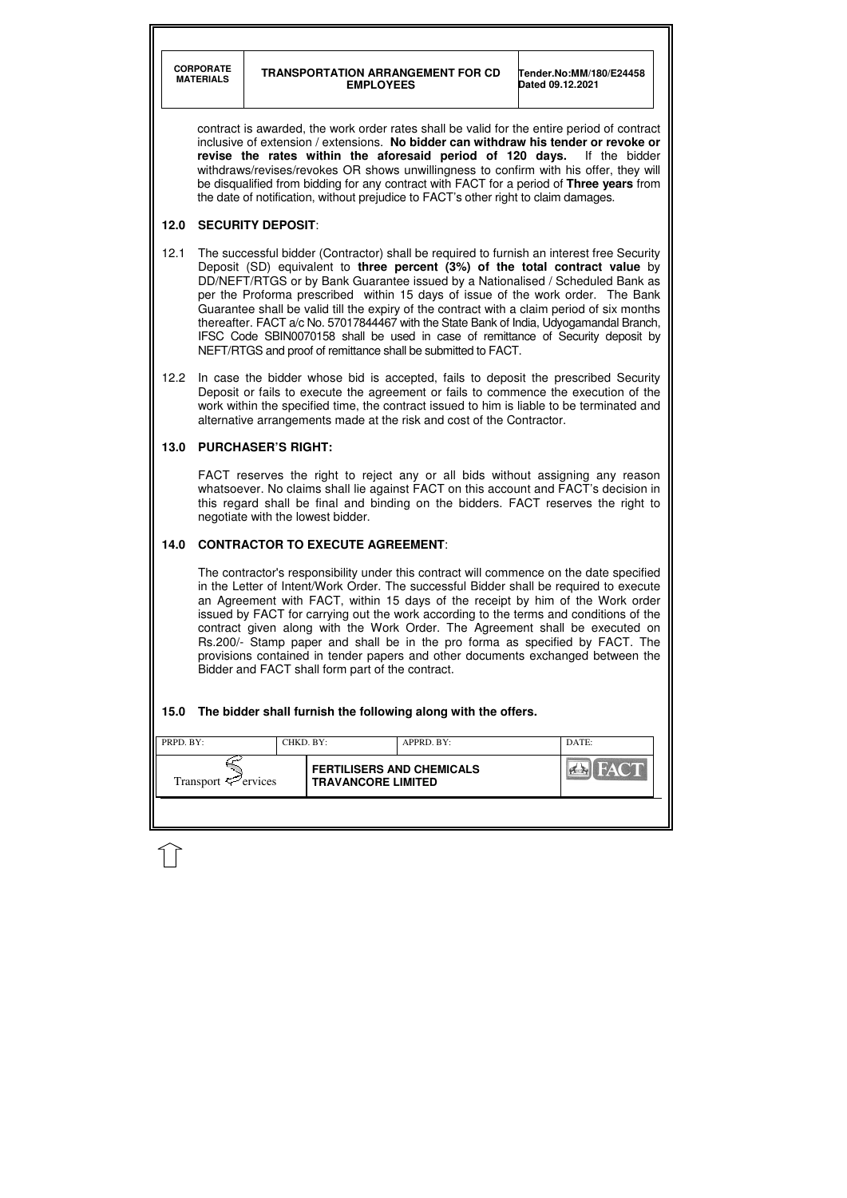contract is awarded, the work order rates shall be valid for the entire period of contract inclusive of extension / extensions. **No bidder can withdraw his tender or revoke or revise the rates within the aforesaid period of 120 days.** If the bidder withdraws/revises/revokes OR shows unwillingness to confirm with his offer, they will be disqualified from bidding for any contract with FACT for a period of **Three years** from the date of notification, without prejudice to FACT's other right to claim damages.

## 12.0 SECURITY DEPOSIT:

12.1 The successful bidder (Contractor) shall be required to furnish an interest free Security Deposit (SD) equivalent to **three percent (3%) of the total contract value** by DD/NEFT/RTGS or by Bank Guarantee issued by a Nationalised / Scheduled Bank as per the Proforma prescribed within 15 days of issue of the work order. The Bank Guarantee shall be valid till the expiry of the contract with a claim period of six months thereafter. FACT a/c No. 57017844467 with the State Bank of India, Udyogamandal Branch, IFSC Code SBIN0070158 shall be used in case of remittance of Security deposit by NEFT/RTGS and proof of remittance shall be submitted to FACT.

12.2 In case the bidder whose bid is accepted, fails to deposit the prescribed Security Deposit or fails to execute the agreement or fails to commence the execution of the work within the specified time, the contract issued to him is liable to be terminated and alternative arrangements made at the risk and cost of the Contractor.

## 13.0 PURCHASER'S RIGHT:

FACT reserves the right to reject any or all bids without assigning any reason whatsoever. No claims shall lie against FACT on this account and FACT's decision in this regard shall be final and binding on the bidders. FACT reserves the right to negotiate with the lowest bidder.

## 14.0 CONTRACTOR TO EXECUTE AGREEMENT:

The contractor's responsibility under this contract will commence on the date specified in the Letter of Intent/Work Order. The successful Bidder shall be required to execute an Agreement with FACT, within 15 days of the receipt by him of the Work order issued by FACT for carrying out the work according to the terms and conditions of the contract given along with the Work Order. The Agreement shall be executed on Rs.200/- Stamp paper and shall be in the pro forma as specified by FACT. The provisions contained in tender papers and other documents exchanged between the Bidder and FACT shall form part of the contract.

## 15.0 The bidder shall furnish the following along with the offers.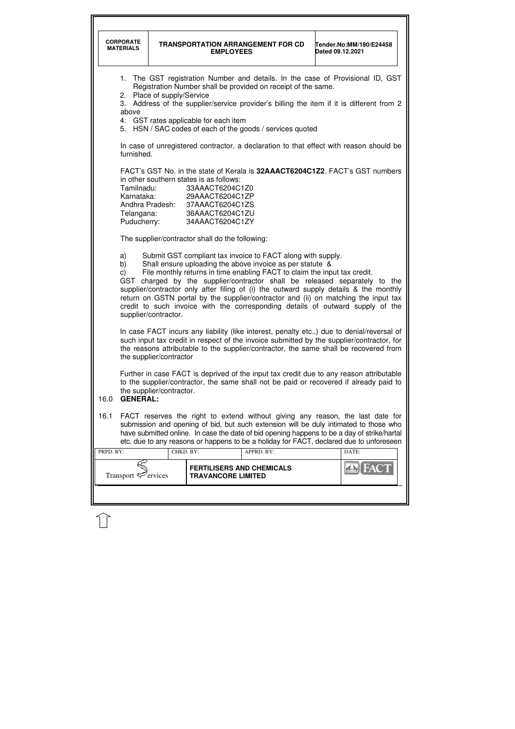1. The GST registration Number and details. In the case of Provisional ID, GST Registration Number shall be provided on receipt of the same.
2. Place of supply/Service
3. Address of the supplier/service provider's billing the item if it is different from 2 above
4. GST rates applicable for each item
5. HSN / SAC codes of each of the goods / services quoted

In case of unregistered contractor, a declaration to that effect with reason should be furnished.

FACT's GST No. in the state of Kerala is **32AAACT6204C1Z2**. FACT's GST numbers in other southern states is as follows:

Tamilnadu: 33AAACT6204C1Z0
Karnataka: 29AAACT6204C1ZP
Andhra Pradesh: 37AAACT6204C1ZS
Telangana: 36AAACT6204C1ZU
Puducherry: 34AAACT6204C1ZY

The supplier/contractor shall do the following:

a) Submit GST compliant tax invoice to FACT along with supply.
b) Shall ensure uploading the above invoice as per statute &
c) File monthly returns in time enabling FACT to claim the input tax credit.

GST charged by the supplier/contractor shall be released separately to the supplier/contractor only after filing of (i) the outward supply details & the monthly return on GSTN portal by the supplier/contractor and (ii) on matching the input tax credit to such invoice with the corresponding details of outward supply of the supplier/contractor.

In case FACT incurs any liability (like interest, penalty etc.,) due to denial/reversal of such input tax credit in respect of the invoice submitted by the supplier/contractor, for the reasons attributable to the supplier/contractor, the same shall be recovered from the supplier/contractor

Further in case FACT is deprived of the input tax credit due to any reason attributable to the supplier/contractor, the same shall not be paid or recovered if already paid to the supplier/contractor.

## 16.0 GENERAL:

16.1 FACT reserves the right to extend without giving any reason, the last date for submission and opening of bid, but such extension will be duly intimated to those who have submitted online. In case the date of bid opening happens to be a day of strike/hartal etc. due to any reasons or happens to be a holiday for FACT, declared due to unforeseen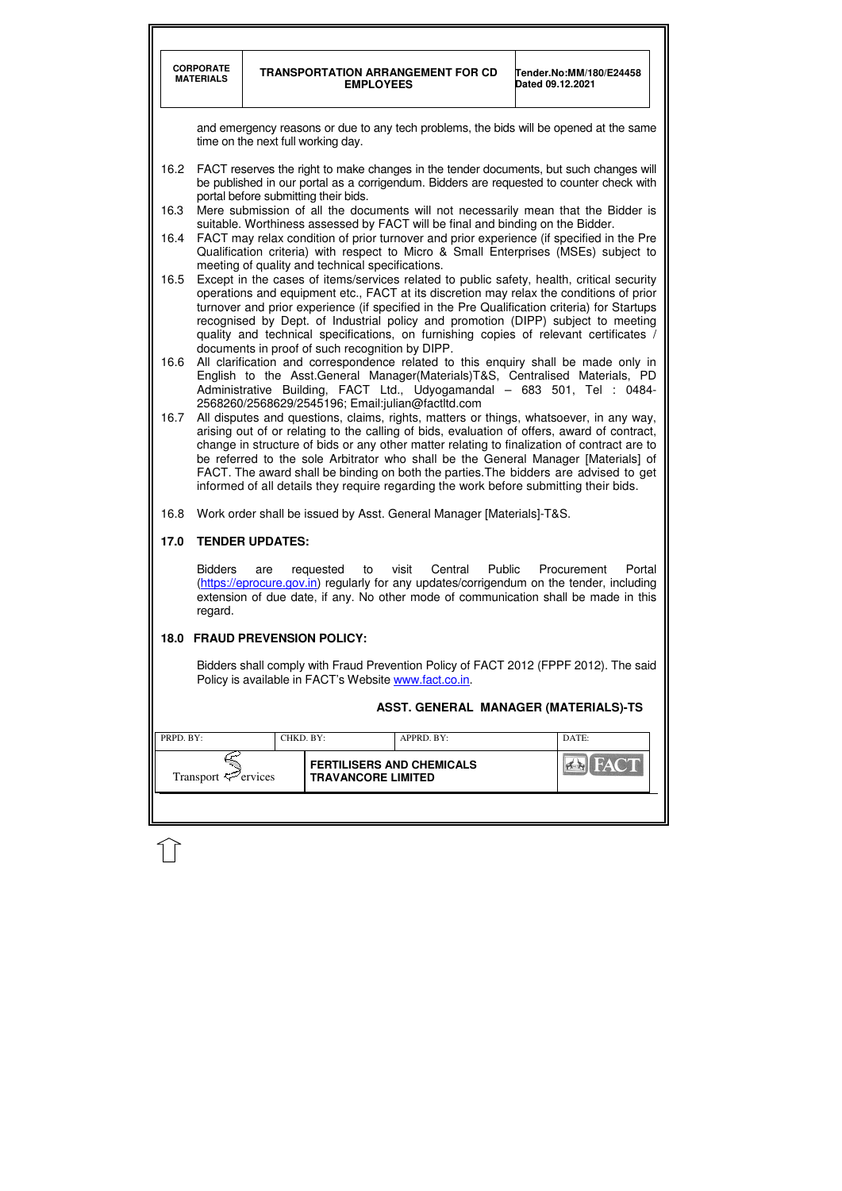and emergency reasons or due to any tech problems, the bids will be opened at the same time on the next full working day.

16.2 FACT reserves the right to make changes in the tender documents, but such changes will be published in our portal as a corrigendum. Bidders are requested to counter check with portal before submitting their bids.

16.3 Mere submission of all the documents will not necessarily mean that the Bidder is suitable. Worthiness assessed by FACT will be final and binding on the Bidder.

16.4 FACT may relax condition of prior turnover and prior experience (if specified in the Pre Qualification criteria) with respect to Micro & Small Enterprises (MSEs) subject to meeting of quality and technical specifications.

16.5 Except in the cases of items/services related to public safety, health, critical security operations and equipment etc., FACT at its discretion may relax the conditions of prior turnover and prior experience (if specified in the Pre Qualification criteria) for Startups recognised by Dept. of Industrial policy and promotion (DIPP) subject to meeting quality and technical specifications, on furnishing copies of relevant certificates / documents in proof of such recognition by DIPP.

16.6 All clarification and correspondence related to this enquiry shall be made only in English to the Asst.General Manager(Materials)T&S, Centralised Materials, PD Administrative Building, FACT Ltd., Udyogamandal – 683 501, Tel : 0484-2568260/2568629/2545196; Email:julian@factltd.com

16.7 All disputes and questions, claims, rights, matters or things, whatsoever, in any way, arising out of or relating to the calling of bids, evaluation of offers, award of contract, change in structure of bids or any other matter relating to finalization of contract are to be referred to the sole Arbitrator who shall be the General Manager [Materials] of FACT. The award shall be binding on both the parties.The bidders are advised to get informed of all details they require regarding the work before submitting their bids.

16.8 Work order shall be issued by Asst. General Manager [Materials]-T&S.

## 17.0 TENDER UPDATES:

Bidders are requested to visit Central Public Procurement Portal (https://eprocure.gov.in) regularly for any updates/corrigendum on the tender, including extension of due date, if any. No other mode of communication shall be made in this regard.

## 18.0 FRAUD PREVENSION POLICY:

Bidders shall comply with Fraud Prevention Policy of FACT 2012 (FPPF 2012). The said Policy is available in FACT's Website www.fact.co.in.

**ASST. GENERAL MANAGER (MATERIALS)-TS**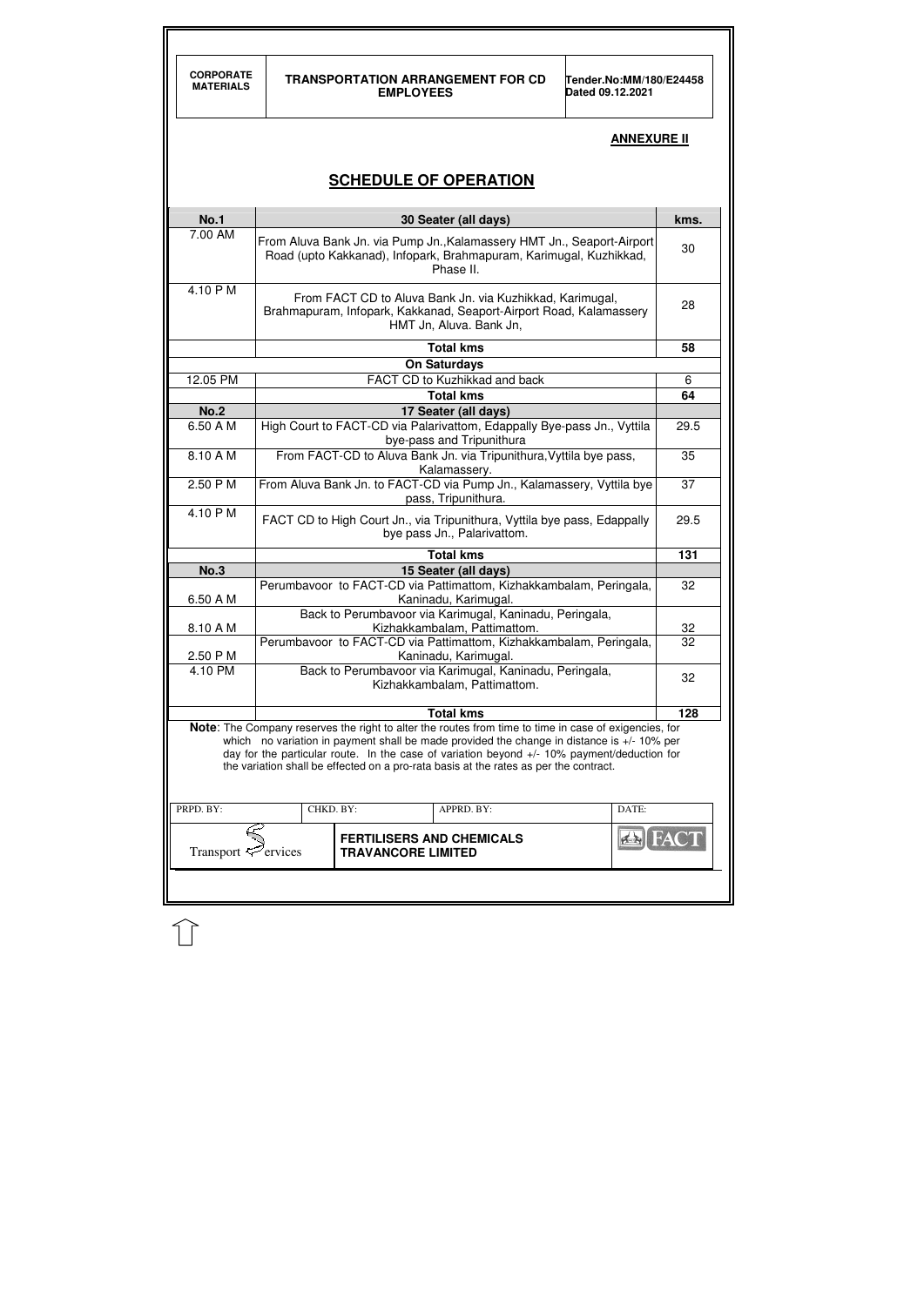**ANNEXURE II**

## SCHEDULE OF OPERATION

| No.1 | 30 Seater (all days) | kms. |
|---|---|---|
| 7.00 AM | From Aluva Bank Jn. via Pump Jn.,Kalamassery HMT Jn., Seaport-Airport Road (upto Kakkanad), Infopark, Brahmapuram, Karimugal, Kuzhikkad, Phase II. | 30 |
| 4.10 P M | From FACT CD to Aluva Bank Jn. via Kuzhikkad, Karimugal, Brahmapuram, Infopark, Kakkanad, Seaport-Airport Road, Kalamassery HMT Jn, Aluva. Bank Jn, | 28 |
| | **Total kms** | **58** |
| | **On Saturdays** | |
| 12.05 PM | FACT CD to Kuzhikkad and back | 6 |
| | **Total kms** | **64** |
| **No.2** | **17 Seater (all days)** | |
| 6.50 A M | High Court to FACT-CD via Palarivattom, Edappally Bye-pass Jn., Vyttila bye-pass and Tripunithura | 29.5 |
| 8.10 A M | From FACT-CD to Aluva Bank Jn. via Tripunithura,Vyttila bye pass, Kalamassery. | 35 |
| 2.50 P M | From Aluva Bank Jn. to FACT-CD via Pump Jn., Kalamassery, Vyttila bye pass, Tripunithura. | 37 |
| 4.10 P M | FACT CD to High Court Jn., via Tripunithura, Vyttila bye pass, Edappally bye pass Jn., Palarivattom. | 29.5 |
| | **Total kms** | **131** |
| **No.3** | **15 Seater (all days)** | |
| 6.50 A M | Perumbavoor to FACT-CD via Pattimattom, Kizhakkambalam, Peringala, Kaninadu, Karimugal. | 32 |
| 8.10 A M | Back to Perumbavoor via Karimugal, Kaninadu, Peringala, Kizhakkambalam, Pattimattom. | 32 |
| 2.50 P M | Perumbavoor to FACT-CD via Pattimattom, Kizhakkambalam, Peringala, Kaninadu, Karimugal. | 32 |
| 4.10 PM | Back to Perumbavoor via Karimugal, Kaninadu, Peringala, Kizhakkambalam, Pattimattom. | 32 |
| | **Total kms** | **128** |

**Note**: The Company reserves the right to alter the routes from time to time in case of exigencies, for which no variation in payment shall be made provided the change in distance is +/- 10% per day for the particular route. In the case of variation beyond +/- 10% payment/deduction for the variation shall be effected on a pro-rata basis at the rates as per the contract.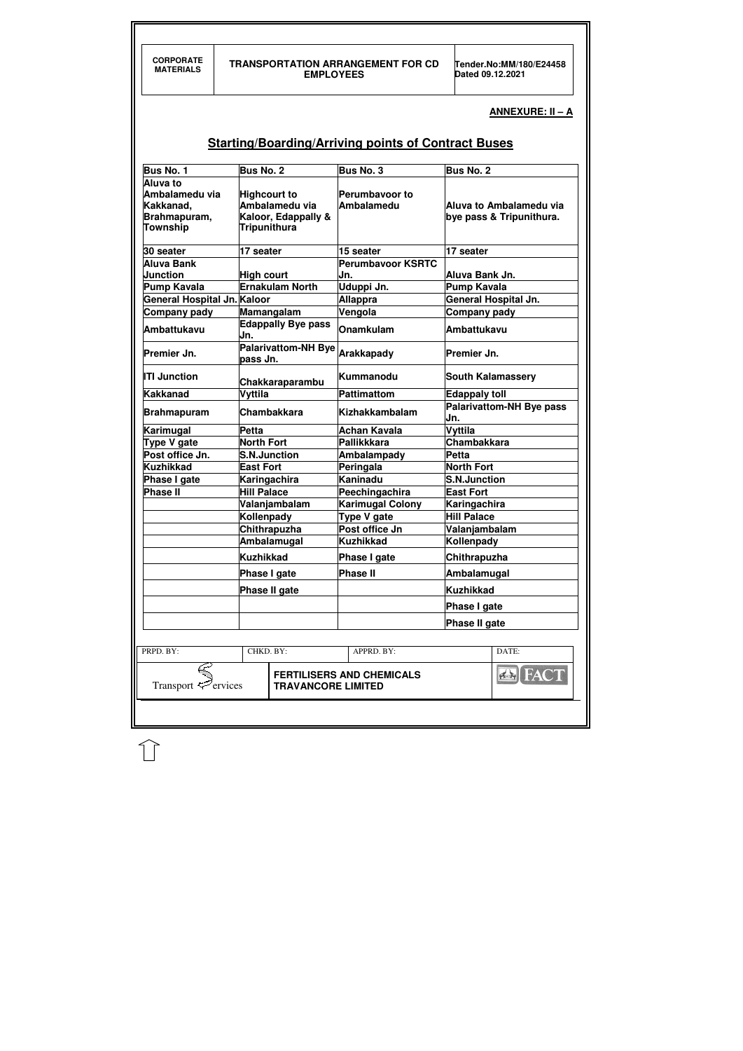**ANNEXURE: II – A**

## Starting/Boarding/Arriving points of Contract Buses

| Bus No. 1 | Bus No. 2 | Bus No. 3 | Bus No. 2 |
|---|---|---|---|
| Aluva to Ambalamedu via Kakkanad, Brahmapuram, Township | Highcourt to Ambalamedu via Kaloor, Edappally & Tripunithura | Perumbavoor to Ambalamedu | Aluva to Ambalamedu via bye pass & Tripunithura. |
| 30 seater | 17 seater | 15 seater | 17 seater |
| Aluva Bank Junction | High court | Perumbavoor KSRTC Jn. | Aluva Bank Jn. |
| Pump Kavala | Ernakulam North | Uduppi Jn. | Pump Kavala |
| General Hospital Jn. | Kaloor | Allappra | General Hospital Jn. |
| Company pady | Mamangalam | Vengola | Company pady |
| Ambattukavu | Edappally Bye pass Jn. | Onamkulam | Ambattukavu |
| Premier Jn. | Palarivattom-NH Bye pass Jn. | Arakkapady | Premier Jn. |
| ITI Junction | Chakkaraparambu | Kummanodu | South Kalamassery |
| Kakkanad | Vyttila | Pattimattom | Edappaly toll |
| Brahmapuram | Chambakkara | Kizhakkambalam | Palarivattom-NH Bye pass Jn. |
| Karimugal | Petta | Achan Kavala | Vyttila |
| Type V gate | North Fort | Pallikkkara | Chambakkara |
| Post office Jn. | S.N.Junction | Ambalampady | Petta |
| Kuzhikkad | East Fort | Peringala | North Fort |
| Phase I gate | Karingachira | Kaninadu | S.N.Junction |
| Phase II | Hill Palace | Peechingachira | East Fort |
| | Valanjambalam | Karimugal Colony | Karingachira |
| | Kollenpady | Type V gate | Hill Palace |
| | Chithrapuzha | Post office Jn | Valanjambalam |
| | Ambalamugal | Kuzhikkad | Kollenpady |
| | Kuzhikkad | Phase I gate | Chithrapuzha |
| | Phase I gate | Phase II | Ambalamugal |
| | Phase II gate | | Kuzhikkad |
| | | | Phase I gate |
| | | | Phase II gate |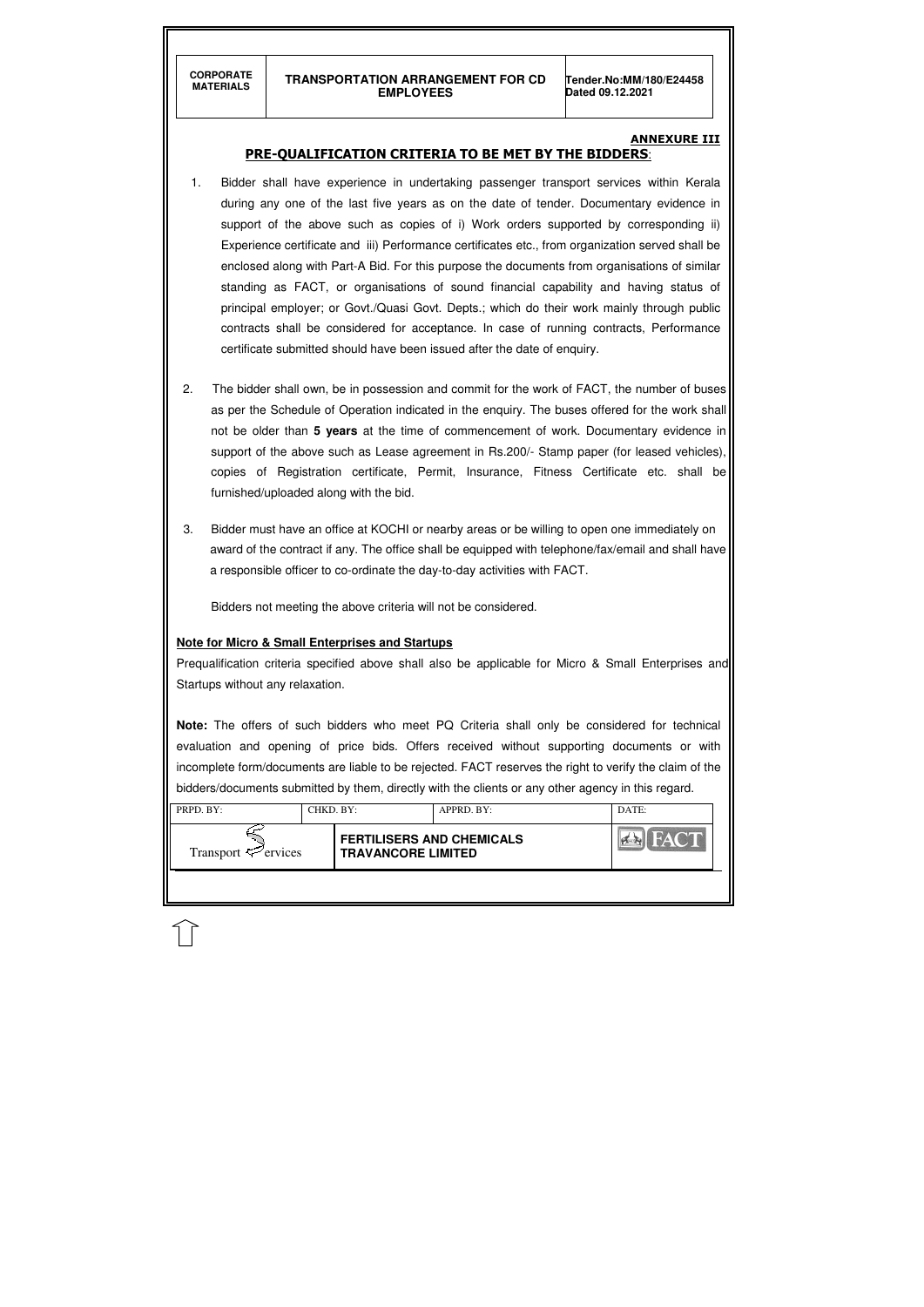**ANNEXURE III**

## PRE-QUALIFICATION CRITERIA TO BE MET BY THE BIDDERS:

1. Bidder shall have experience in undertaking passenger transport services within Kerala during any one of the last five years as on the date of tender. Documentary evidence in support of the above such as copies of i) Work orders supported by corresponding ii) Experience certificate and iii) Performance certificates etc., from organization served shall be enclosed along with Part-A Bid. For this purpose the documents from organisations of similar standing as FACT, or organisations of sound financial capability and having status of principal employer; or Govt./Quasi Govt. Depts.; which do their work mainly through public contracts shall be considered for acceptance. In case of running contracts, Performance certificate submitted should have been issued after the date of enquiry.

2. The bidder shall own, be in possession and commit for the work of FACT, the number of buses as per the Schedule of Operation indicated in the enquiry. The buses offered for the work shall not be older than **5 years** at the time of commencement of work. Documentary evidence in support of the above such as Lease agreement in Rs.200/- Stamp paper (for leased vehicles), copies of Registration certificate, Permit, Insurance, Fitness Certificate etc. shall be furnished/uploaded along with the bid.

3. Bidder must have an office at KOCHI or nearby areas or be willing to open one immediately on award of the contract if any. The office shall be equipped with telephone/fax/email and shall have a responsible officer to co-ordinate the day-to-day activities with FACT.

Bidders not meeting the above criteria will not be considered.

**Note for Micro & Small Enterprises and Startups**

Prequalification criteria specified above shall also be applicable for Micro & Small Enterprises and Startups without any relaxation.

**Note:** The offers of such bidders who meet PQ Criteria shall only be considered for technical evaluation and opening of price bids. Offers received without supporting documents or with incomplete form/documents are liable to be rejected. FACT reserves the right to verify the claim of the bidders/documents submitted by them, directly with the clients or any other agency in this regard.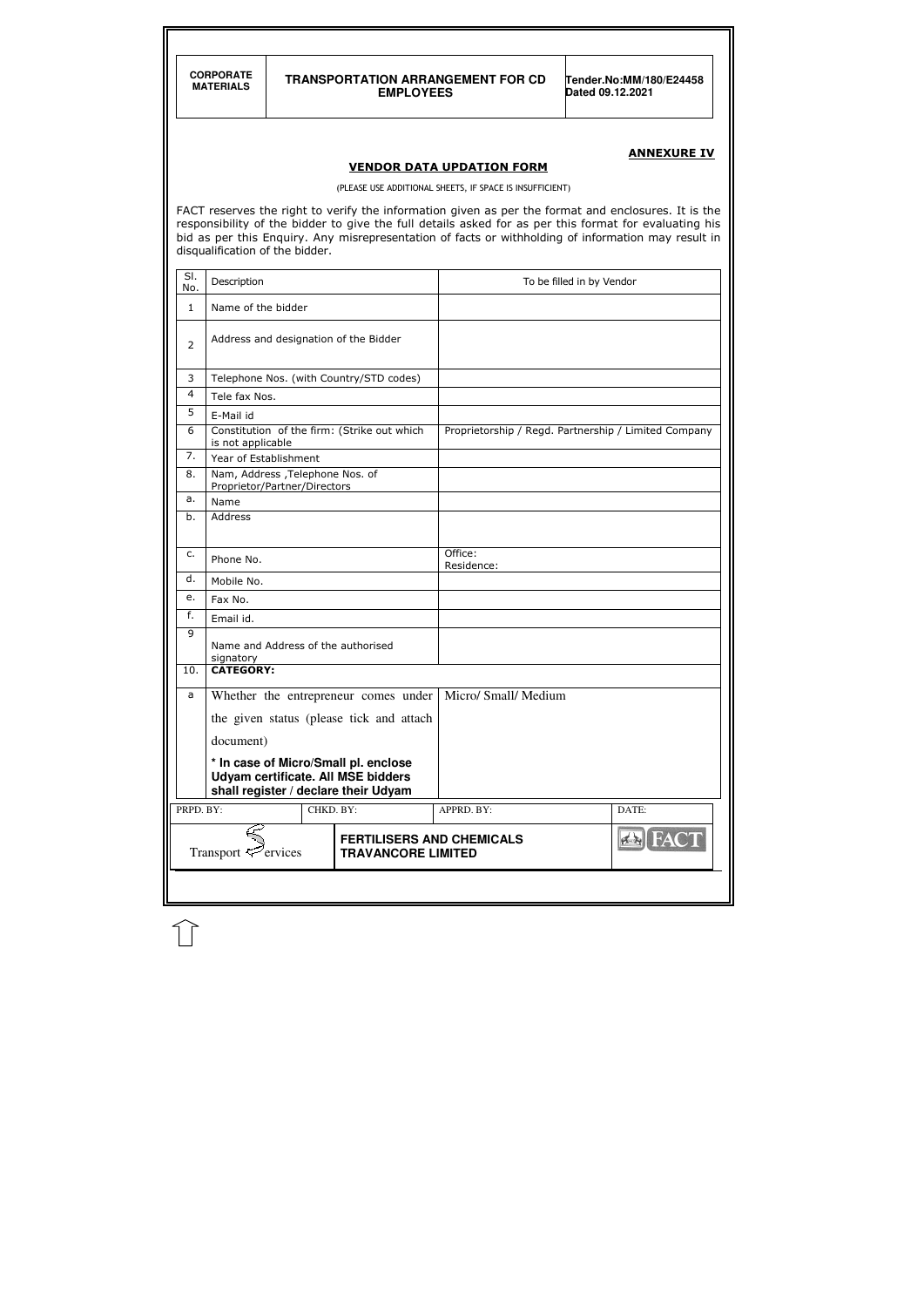## ANNEXURE IV

### VENDOR DATA UPDATION FORM

(PLEASE USE ADDITIONAL SHEETS, IF SPACE IS INSUFFICIENT)

FACT reserves the right to verify the information given as per the format and enclosures. It is the responsibility of the bidder to give the full details asked for as per this format for evaluating his bid as per this Enquiry. Any misrepresentation of facts or withholding of information may result in disqualification of the bidder.

| Sl. No. | Description | To be filled in by Vendor |
|---|---|---|
| 1 | Name of the bidder | |
| 2 | Address and designation of the Bidder | |
| 3 | Telephone Nos. (with Country/STD codes) | |
| 4 | Tele fax Nos. | |
| 5 | E-Mail id | |
| 6 | Constitution of the firm: (Strike out which is not applicable | Proprietorship / Regd. Partnership / Limited Company |
| 7. | Year of Establishment | |
| 8. | Nam, Address ,Telephone Nos. of Proprietor/Partner/Directors | |
| a. | Name | |
| b. | Address | |
| c. | Phone No. | Office:<br>Residence: |
| d. | Mobile No. | |
| e. | Fax No. | |
| f. | Email id. | |
| 9 | Name and Address of the authorised signatory | |
| 10. | **CATEGORY:** | |
| a | Whether the entrepreneur comes under the given status (please tick and attach document)<br><br>**\* In case of Micro/Small pl. enclose Udyam certificate. All MSE bidders shall register / declare their Udyam** | Micro/ Small/ Medium |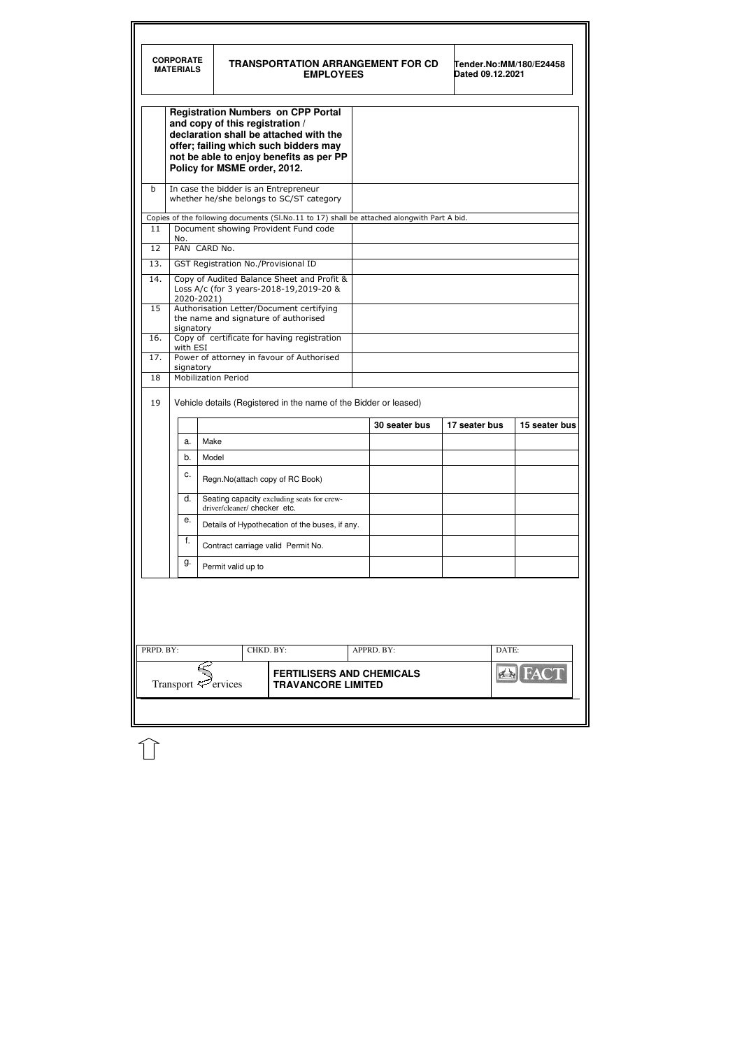| | | |
|---|---|---|
| | **Registration Numbers on CPP Portal and copy of this registration / declaration shall be attached with the offer; failing which such bidders may not be able to enjoy benefits as per PP Policy for MSME order, 2012.** | |
| b | In case the bidder is an Entrepreneur whether he/she belongs to SC/ST category | |

Copies of the following documents (Sl.No.11 to 17) shall be attached alongwith Part A bid.

| | | |
|---|---|---|
| 11 | Document showing Provident Fund code No. | |
| 12 | PAN CARD No. | |
| 13. | GST Registration No./Provisional ID | |
| 14. | Copy of Audited Balance Sheet and Profit & Loss A/c (for 3 years-2018-19,2019-20 & 2020-2021) | |
| 15 | Authorisation Letter/Document certifying the name and signature of authorised signatory | |
| 16. | Copy of certificate for having registration with ESI | |
| 17. | Power of attorney in favour of Authorised signatory | |
| 18 | Mobilization Period | |

19 Vehicle details (Registered in the name of the Bidder or leased)

| | | 30 seater bus | 17 seater bus | 15 seater bus |
|---|---|---|---|---|
| a. | Make | | | |
| b. | Model | | | |
| c. | Regn.No(attach copy of RC Book) | | | |
| d. | Seating capacity excluding seats for crew-driver/cleaner/ checker etc. | | | |
| e. | Details of Hypothecation of the buses, if any. | | | |
| f. | Contract carriage valid Permit No. | | | |
| g. | Permit valid up to | | | |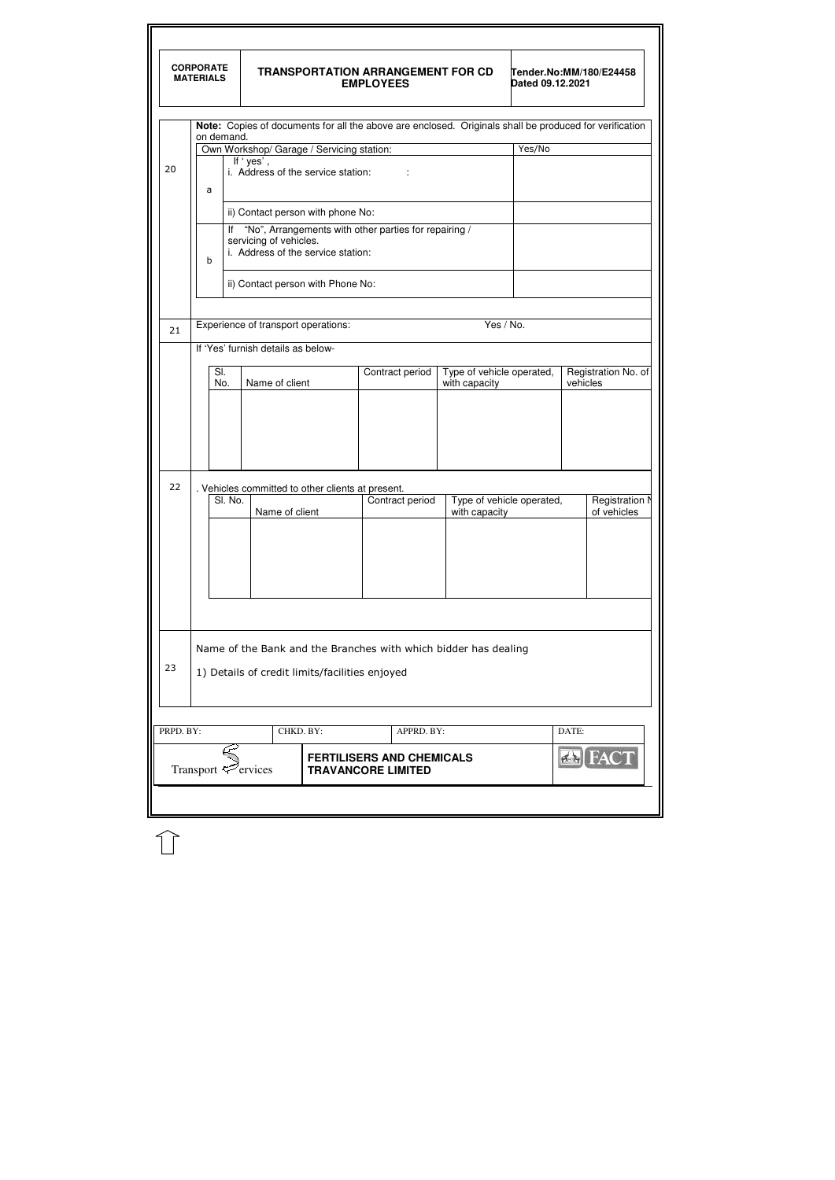**Note:** Copies of documents for all the above are enclosed. Originals shall be produced for verification on demand.

| | | | |
|---|---|---|---|
| 20 | | Own Workshop/ Garage / Servicing station: | Yes/No |
| | a | If ' yes' ,<br>i. Address of the service station: : | |
| | | ii) Contact person with phone No: | |
| | b | If "No", Arrangements with other parties for repairing / servicing of vehicles.<br>i. Address of the service station: | |
| | | ii) Contact person with Phone No: | |

| | |
|---|---|
| 21 | Experience of transport operations: Yes / No. |
| | If 'Yes' furnish details as below- |

| Sl. No. | Name of client | Contract period | Type of vehicle operated, with capacity | Registration No. of vehicles |
|---|---|---|---|---|
| | | | | |

22 . Vehicles committed to other clients at present.

| Sl. No. | Name of client | Contract period | Type of vehicle operated, with capacity | Registration No. of vehicles |
|---|---|---|---|---|
| | | | | |

| | |
|---|---|
| 23 | Name of the Bank and the Branches with which bidder has dealing<br><br>1) Details of credit limits/facilities enjoyed |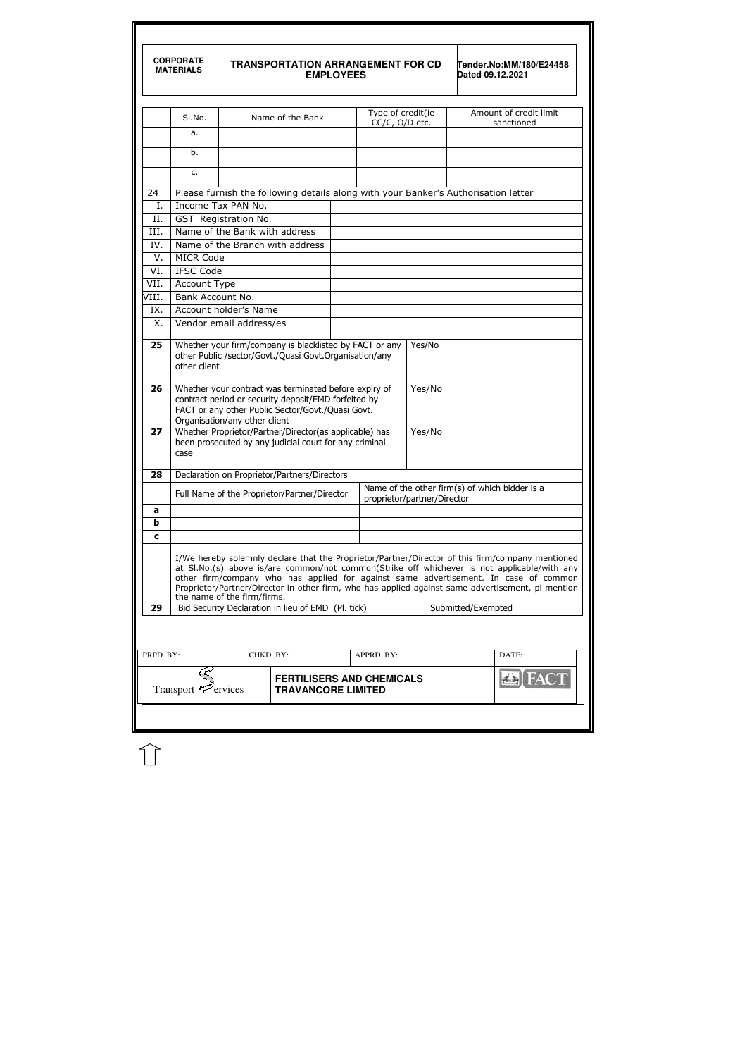| | Sl.No. | Name of the Bank | Type of credit(ie CC/C, O/D etc. | Amount of credit limit sanctioned |
|---|---|---|---|---|
| | a. | | | |
| | b. | | | |
| | c. | | | |

| | | |
|---|---|---|
| 24 | Please furnish the following details along with your Banker's Authorisation letter | |
| I. | Income Tax PAN No. | |
| II. | GST Registration No. | |
| III. | Name of the Bank with address | |
| IV. | Name of the Branch with address | |
| V. | MICR Code | |
| VI. | IFSC Code | |
| VII. | Account Type | |
| VIII. | Bank Account No. | |
| IX. | Account holder's Name | |
| X. | Vendor email address/es | |

| | | |
|---|---|---|
| **25** | Whether your firm/company is blacklisted by FACT or any other Public /sector/Govt./Quasi Govt.Organisation/any other client | Yes/No |
| **26** | Whether your contract was terminated before expiry of contract period or security deposit/EMD forfeited by FACT or any other Public Sector/Govt./Quasi Govt. Organisation/any other client | Yes/No |
| **27** | Whether Proprietor/Partner/Director(as applicable) has been prosecuted by any judicial court for any criminal case | Yes/No |

| | | |
|---|---|---|
| **28** | Declaration on Proprietor/Partners/Directors | |
| | Full Name of the Proprietor/Partner/Director | Name of the other firm(s) of which bidder is a proprietor/partner/Director |
| **a** | | |
| **b** | | |
| **c** | | |

I/We hereby solemnly declare that the Proprietor/Partner/Director of this firm/company mentioned at Sl.No.(s) above is/are common/not common(Strike off whichever is not applicable/with any other firm/company who has applied for against same advertisement. In case of common Proprietor/Partner/Director in other firm, who has applied against same advertisement, pl mention the name of the firm/firms.

| | | |
|---|---|---|
| **29** | Bid Security Declaration in lieu of EMD (Pl. tick) | Submitted/Exempted |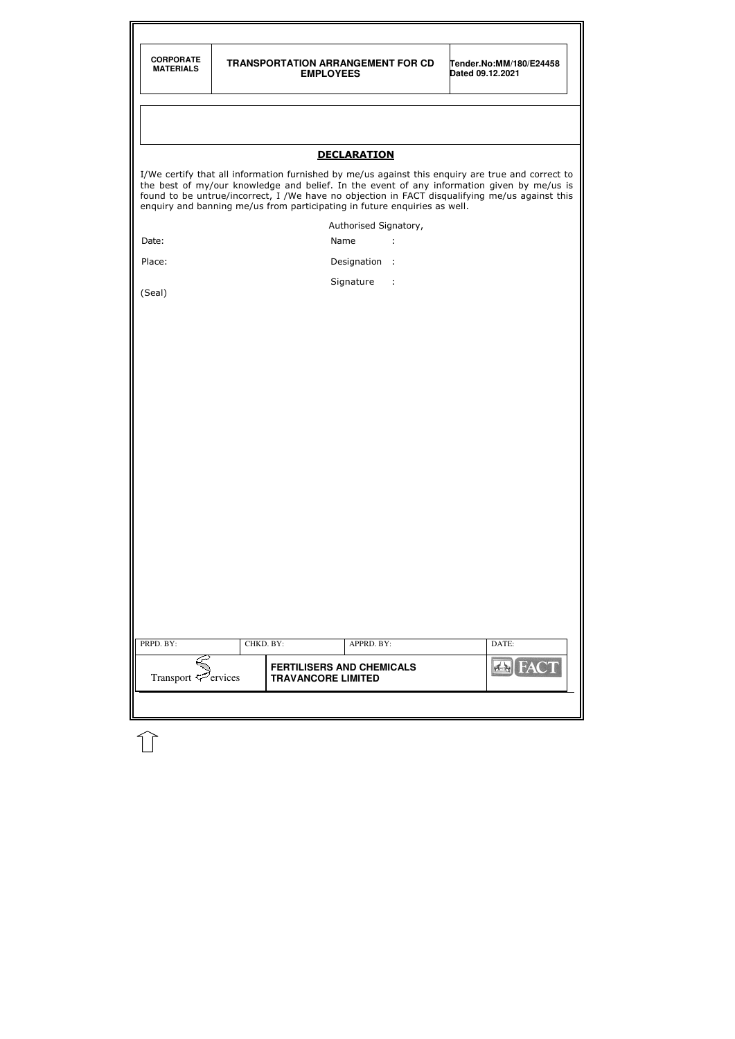## DECLARATION

I/We certify that all information furnished by me/us against this enquiry are true and correct to the best of my/our knowledge and belief. In the event of any information given by me/us is found to be untrue/incorrect, I /We have no objection in FACT disqualifying me/us against this enquiry and banning me/us from participating in future enquiries as well.

Authorised Signatory,

Date: Name :

Place: Designation :

Signature :

(Seal)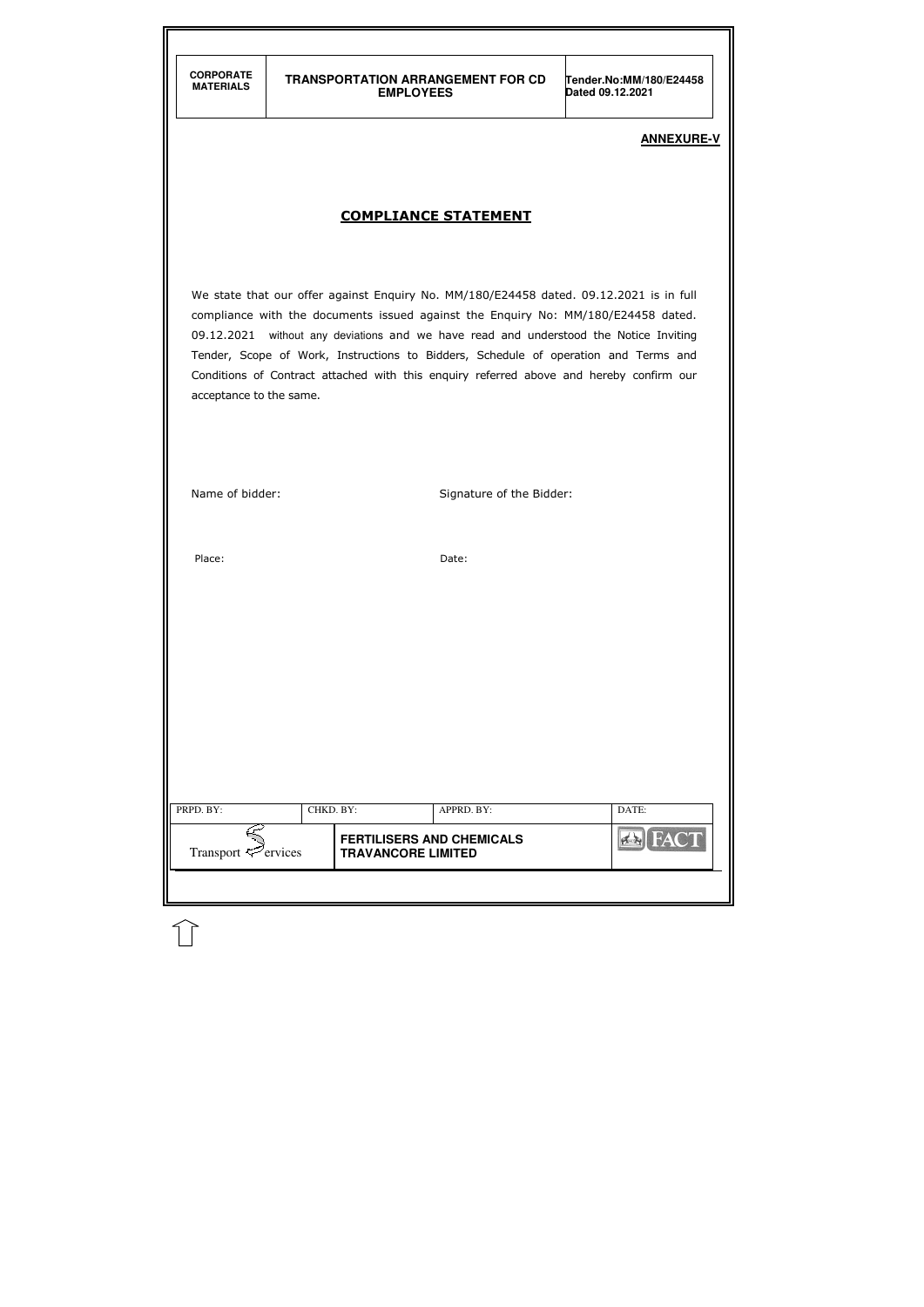**ANNEXURE-V**

## COMPLIANCE STATEMENT

We state that our offer against Enquiry No. MM/180/E24458 dated. 09.12.2021 is in full compliance with the documents issued against the Enquiry No: MM/180/E24458 dated. 09.12.2021 without any deviations and we have read and understood the Notice Inviting Tender, Scope of Work, Instructions to Bidders, Schedule of operation and Terms and Conditions of Contract attached with this enquiry referred above and hereby confirm our acceptance to the same.

Name of bidder: Signature of the Bidder:

Place: Date: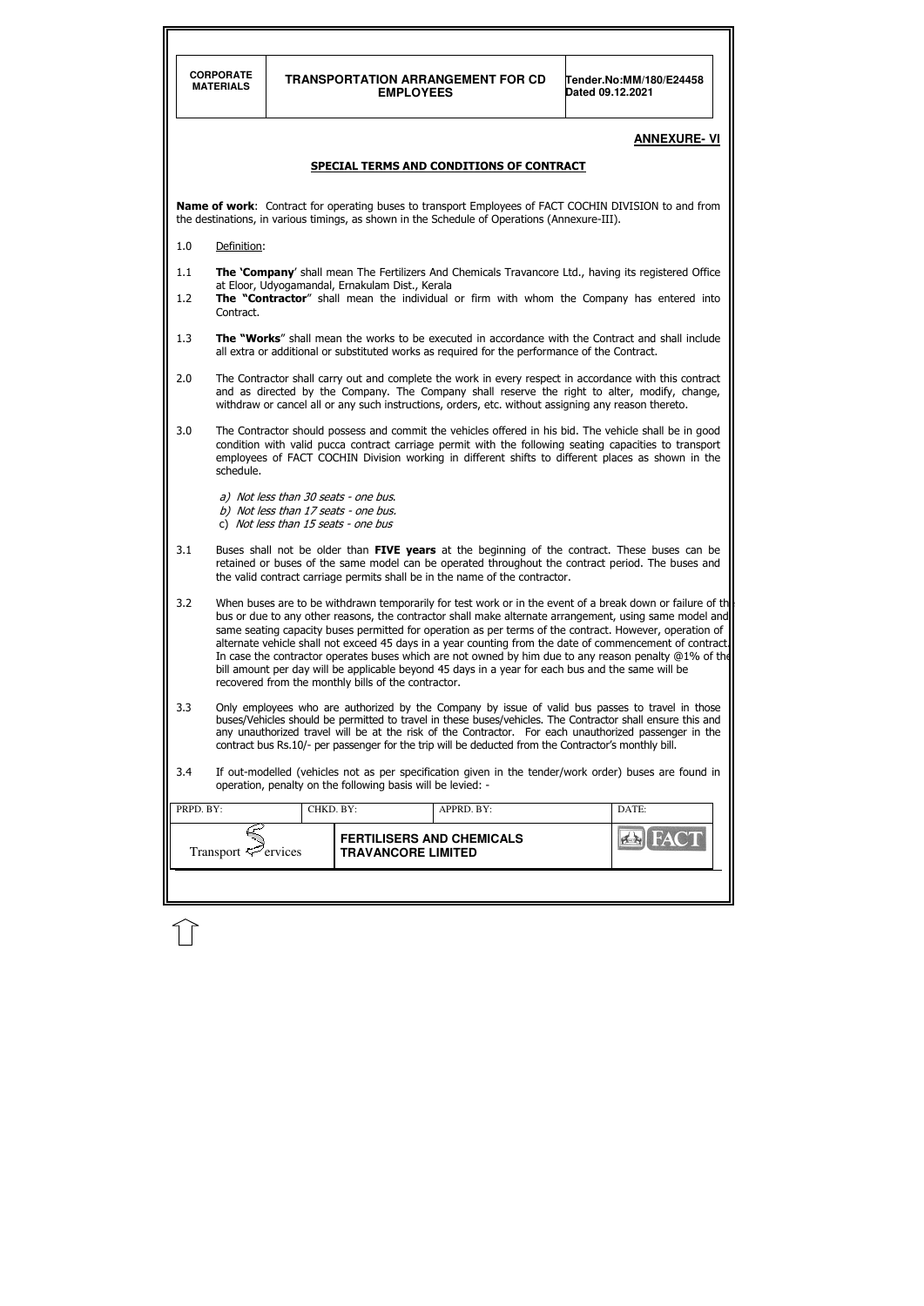**ANNEXURE- VI**

**SPECIAL TERMS AND CONDITIONS OF CONTRACT**

**Name of work**: Contract for operating buses to transport Employees of FACT COCHIN DIVISION to and from the destinations, in various timings, as shown in the Schedule of Operations (Annexure-III).

1.0 Definition:

1.1 **The 'Company'** shall mean The Fertilizers And Chemicals Travancore Ltd., having its registered Office at Eloor, Udyogamandal, Ernakulam Dist., Kerala

1.2 **The "Contractor"** shall mean the individual or firm with whom the Company has entered into Contract.

1.3 **The "Works"** shall mean the works to be executed in accordance with the Contract and shall include all extra or additional or substituted works as required for the performance of the Contract.

2.0 The Contractor shall carry out and complete the work in every respect in accordance with this contract and as directed by the Company. The Company shall reserve the right to alter, modify, change, withdraw or cancel all or any such instructions, orders, etc. without assigning any reason thereto.

3.0 The Contractor should possess and commit the vehicles offered in his bid. The vehicle shall be in good condition with valid pucca contract carriage permit with the following seating capacities to transport employees of FACT COCHIN Division working in different shifts to different places as shown in the schedule.

a) *Not less than 30 seats - one bus.*
b) *Not less than 17 seats - one bus.*
c) *Not less than 15 seats - one bus*

3.1 Buses shall not be older than **FIVE years** at the beginning of the contract. These buses can be retained or buses of the same model can be operated throughout the contract period. The buses and the valid contract carriage permits shall be in the name of the contractor.

3.2 When buses are to be withdrawn temporarily for test work or in the event of a break down or failure of the bus or due to any other reasons, the contractor shall make alternate arrangement, using same model and same seating capacity buses permitted for operation as per terms of the contract. However, operation of alternate vehicle shall not exceed 45 days in a year counting from the date of commencement of contract. In case the contractor operates buses which are not owned by him due to any reason penalty @1% of the bill amount per day will be applicable beyond 45 days in a year for each bus and the same will be recovered from the monthly bills of the contractor.

3.3 Only employees who are authorized by the Company by issue of valid bus passes to travel in those buses/Vehicles should be permitted to travel in these buses/vehicles. The Contractor shall ensure this and any unauthorized travel will be at the risk of the Contractor. For each unauthorized passenger in the contract bus Rs.10/- per passenger for the trip will be deducted from the Contractor's monthly bill.

3.4 If out-modelled (vehicles not as per specification given in the tender/work order) buses are found in operation, penalty on the following basis will be levied: -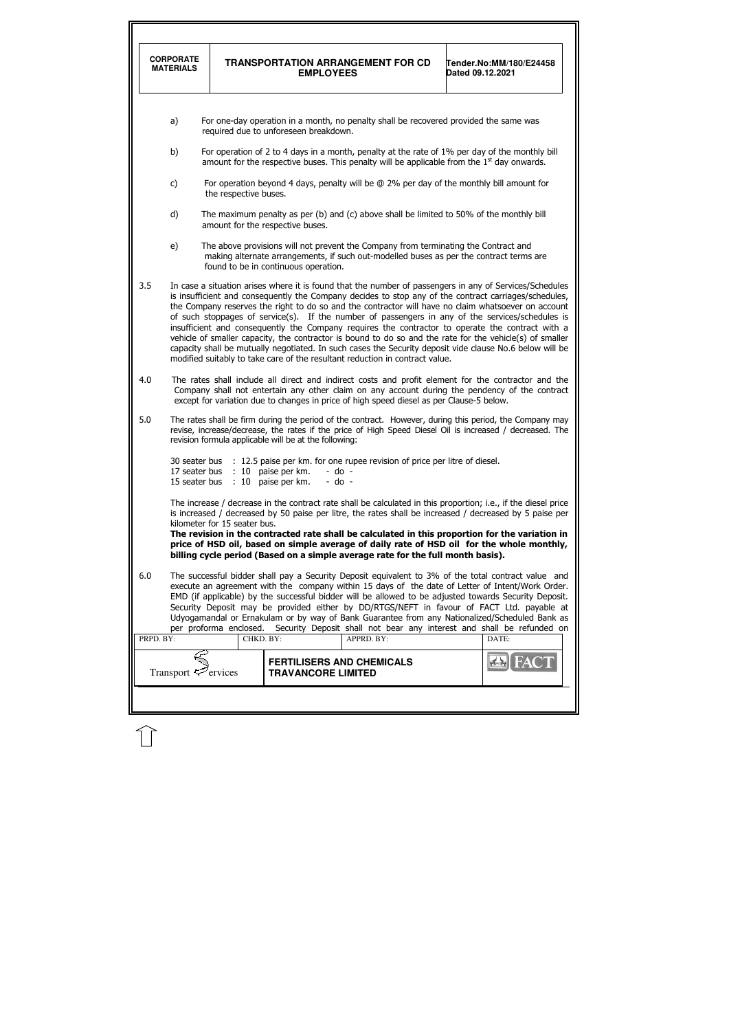a) For one-day operation in a month, no penalty shall be recovered provided the same was required due to unforeseen breakdown.

b) For operation of 2 to 4 days in a month, penalty at the rate of 1% per day of the monthly bill amount for the respective buses. This penalty will be applicable from the 1st day onwards.

c) For operation beyond 4 days, penalty will be @ 2% per day of the monthly bill amount for the respective buses.

d) The maximum penalty as per (b) and (c) above shall be limited to 50% of the monthly bill amount for the respective buses.

e) The above provisions will not prevent the Company from terminating the Contract and making alternate arrangements, if such out-modelled buses as per the contract terms are found to be in continuous operation.

3.5 In case a situation arises where it is found that the number of passengers in any of Services/Schedules is insufficient and consequently the Company decides to stop any of the contract carriages/schedules, the Company reserves the right to do so and the contractor will have no claim whatsoever on account of such stoppages of service(s). If the number of passengers in any of the services/schedules is insufficient and consequently the Company requires the contractor to operate the contract with a vehicle of smaller capacity, the contractor is bound to do so and the rate for the vehicle(s) of smaller capacity shall be mutually negotiated. In such cases the Security deposit vide clause No.6 below will be modified suitably to take care of the resultant reduction in contract value.

4.0 The rates shall include all direct and indirect costs and profit element for the contractor and the Company shall not entertain any other claim on any account during the pendency of the contract except for variation due to changes in price of high speed diesel as per Clause-5 below.

5.0 The rates shall be firm during the period of the contract. However, during this period, the Company may revise, increase/decrease, the rates if the price of High Speed Diesel Oil is increased / decreased. The revision formula applicable will be at the following:

30 seater bus : 12.5 paise per km. for one rupee revision of price per litre of diesel.
17 seater bus : 10 paise per km. - do -
15 seater bus : 10 paise per km. - do -

The increase / decrease in the contract rate shall be calculated in this proportion; i.e., if the diesel price is increased / decreased by 50 paise per litre, the rates shall be increased / decreased by 5 paise per kilometer for 15 seater bus.

**The revision in the contracted rate shall be calculated in this proportion for the variation in price of HSD oil, based on simple average of daily rate of HSD oil for the whole monthly, billing cycle period (Based on a simple average rate for the full month basis).**

6.0 The successful bidder shall pay a Security Deposit equivalent to 3% of the total contract value and execute an agreement with the company within 15 days of the date of Letter of Intent/Work Order. EMD (if applicable) by the successful bidder will be allowed to be adjusted towards Security Deposit. Security Deposit may be provided either by DD/RTGS/NEFT in favour of FACT Ltd. payable at Udyogamandal or Ernakulam or by way of Bank Guarantee from any Nationalized/Scheduled Bank as per proforma enclosed. Security Deposit shall not bear any interest and shall be refunded on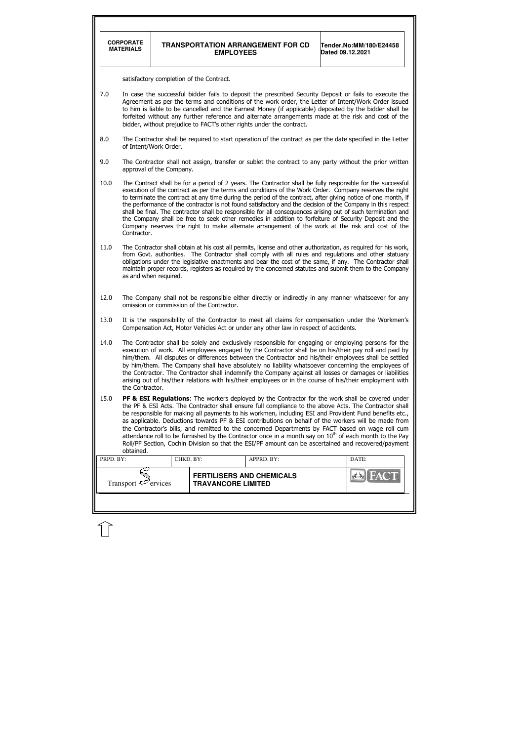satisfactory completion of the Contract.

7.0 In case the successful bidder fails to deposit the prescribed Security Deposit or fails to execute the Agreement as per the terms and conditions of the work order, the Letter of Intent/Work Order issued to him is liable to be cancelled and the Earnest Money (if applicable) deposited by the bidder shall be forfeited without any further reference and alternate arrangements made at the risk and cost of the bidder, without prejudice to FACT's other rights under the contract.

8.0 The Contractor shall be required to start operation of the contract as per the date specified in the Letter of Intent/Work Order.

9.0 The Contractor shall not assign, transfer or sublet the contract to any party without the prior written approval of the Company.

10.0 The Contract shall be for a period of 2 years. The Contractor shall be fully responsible for the successful execution of the contract as per the terms and conditions of the Work Order. Company reserves the right to terminate the contract at any time during the period of the contract, after giving notice of one month, if the performance of the contractor is not found satisfactory and the decision of the Company in this respect shall be final. The contractor shall be responsible for all consequences arising out of such termination and the Company shall be free to seek other remedies in addition to forfeiture of Security Deposit and the Company reserves the right to make alternate arrangement of the work at the risk and cost of the Contractor.

11.0 The Contractor shall obtain at his cost all permits, license and other authorization, as required for his work, from Govt. authorities. The Contractor shall comply with all rules and regulations and other statuary obligations under the legislative enactments and bear the cost of the same, if any. The Contractor shall maintain proper records, registers as required by the concerned statutes and submit them to the Company as and when required.

12.0 The Company shall not be responsible either directly or indirectly in any manner whatsoever for any omission or commission of the Contractor.

13.0 It is the responsibility of the Contractor to meet all claims for compensation under the Workmen's Compensation Act, Motor Vehicles Act or under any other law in respect of accidents.

14.0 The Contractor shall be solely and exclusively responsible for engaging or employing persons for the execution of work. All employees engaged by the Contractor shall be on his/their pay roll and paid by him/them. All disputes or differences between the Contractor and his/their employees shall be settled by him/them. The Company shall have absolutely no liability whatsoever concerning the employees of the Contractor. The Contractor shall indemnify the Company against all losses or damages or liabilities arising out of his/their relations with his/their employees or in the course of his/their employment with the Contractor.

15.0 **PF & ESI Regulations**: The workers deployed by the Contractor for the work shall be covered under the PF & ESI Acts. The Contractor shall ensure full compliance to the above Acts. The Contractor shall be responsible for making all payments to his workmen, including ESI and Provident Fund benefits etc., as applicable. Deductions towards PF & ESI contributions on behalf of the workers will be made from the Contractor's bills, and remitted to the concerned Departments by FACT based on wage roll cum attendance roll to be furnished by the Contractor once in a month say on 10th of each month to the Pay Roll/PF Section, Cochin Division so that the ESI/PF amount can be ascertained and recovered/payment obtained.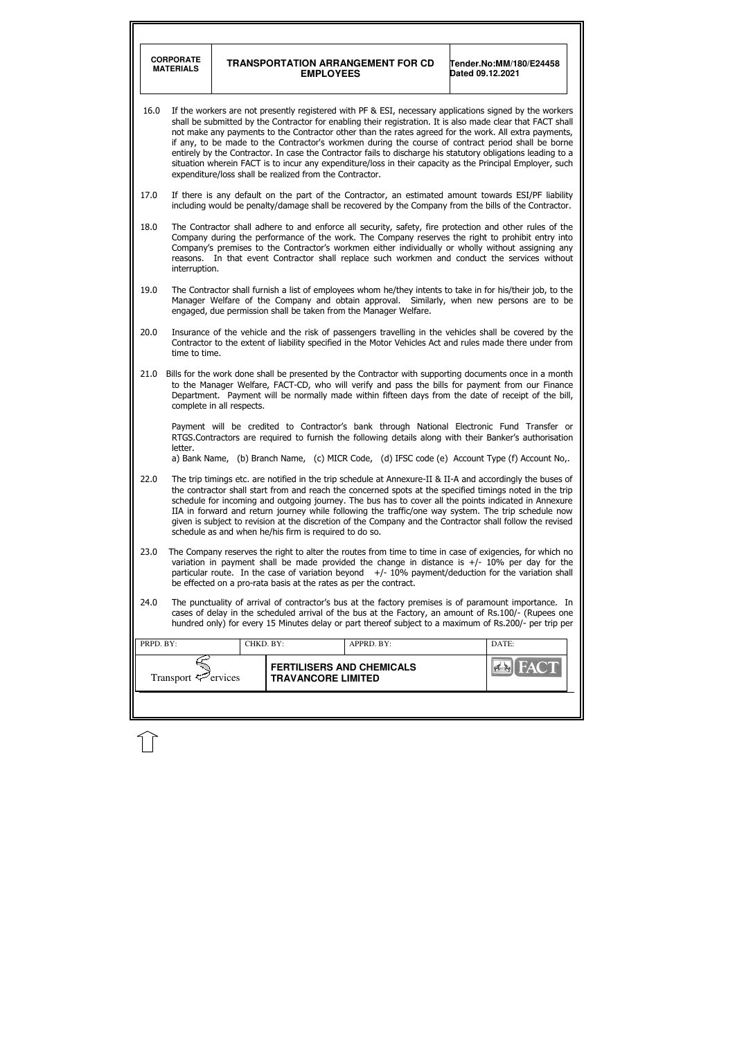16.0 If the workers are not presently registered with PF & ESI, necessary applications signed by the workers shall be submitted by the Contractor for enabling their registration. It is also made clear that FACT shall not make any payments to the Contractor other than the rates agreed for the work. All extra payments, if any, to be made to the Contractor's workmen during the course of contract period shall be borne entirely by the Contractor. In case the Contractor fails to discharge his statutory obligations leading to a situation wherein FACT is to incur any expenditure/loss in their capacity as the Principal Employer, such expenditure/loss shall be realized from the Contractor.

17.0 If there is any default on the part of the Contractor, an estimated amount towards ESI/PF liability including would be penalty/damage shall be recovered by the Company from the bills of the Contractor.

18.0 The Contractor shall adhere to and enforce all security, safety, fire protection and other rules of the Company during the performance of the work. The Company reserves the right to prohibit entry into Company's premises to the Contractor's workmen either individually or wholly without assigning any reasons. In that event Contractor shall replace such workmen and conduct the services without interruption.

19.0 The Contractor shall furnish a list of employees whom he/they intents to take in for his/their job, to the Manager Welfare of the Company and obtain approval. Similarly, when new persons are to be engaged, due permission shall be taken from the Manager Welfare.

20.0 Insurance of the vehicle and the risk of passengers travelling in the vehicles shall be covered by the Contractor to the extent of liability specified in the Motor Vehicles Act and rules made there under from time to time.

21.0 Bills for the work done shall be presented by the Contractor with supporting documents once in a month to the Manager Welfare, FACT-CD, who will verify and pass the bills for payment from our Finance Department. Payment will be normally made within fifteen days from the date of receipt of the bill, complete in all respects.

Payment will be credited to Contractor's bank through National Electronic Fund Transfer or RTGS.Contractors are required to furnish the following details along with their Banker's authorisation letter.

a) Bank Name, (b) Branch Name, (c) MICR Code, (d) IFSC code (e) Account Type (f) Account No,.

22.0 The trip timings etc. are notified in the trip schedule at Annexure-II & II-A and accordingly the buses of the contractor shall start from and reach the concerned spots at the specified timings noted in the trip schedule for incoming and outgoing journey. The bus has to cover all the points indicated in Annexure IIA in forward and return journey while following the traffic/one way system. The trip schedule now given is subject to revision at the discretion of the Company and the Contractor shall follow the revised schedule as and when he/his firm is required to do so.

23.0 The Company reserves the right to alter the routes from time to time in case of exigencies, for which no variation in payment shall be made provided the change in distance is +/- 10% per day for the particular route. In the case of variation beyond +/- 10% payment/deduction for the variation shall be effected on a pro-rata basis at the rates as per the contract.

24.0 The punctuality of arrival of contractor's bus at the factory premises is of paramount importance. In cases of delay in the scheduled arrival of the bus at the Factory, an amount of Rs.100/- (Rupees one hundred only) for every 15 Minutes delay or part thereof subject to a maximum of Rs.200/- per trip per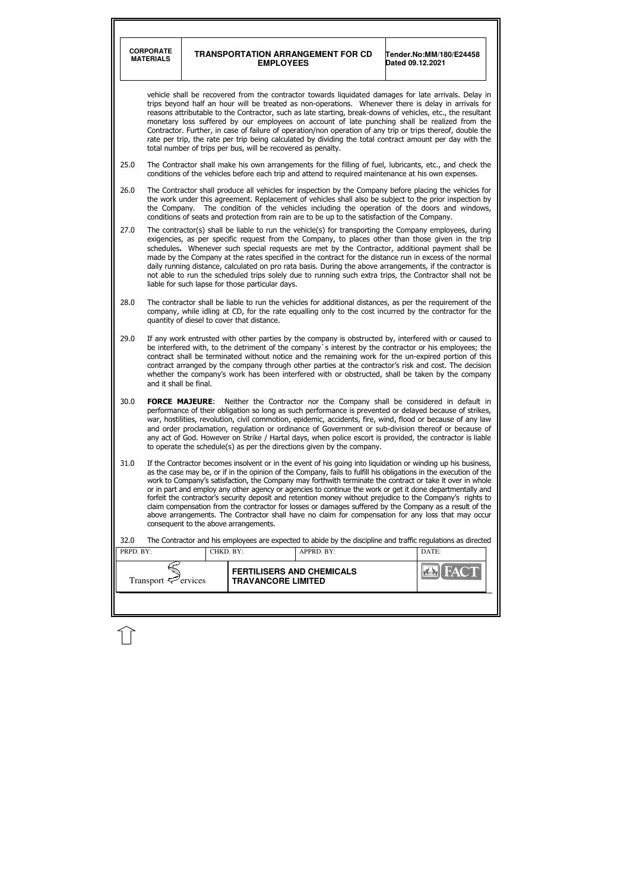vehicle shall be recovered from the contractor towards liquidated damages for late arrivals. Delay in trips beyond half an hour will be treated as non-operations. Whenever there is delay in arrivals for reasons attributable to the Contractor, such as late starting, break-downs of vehicles, etc., the resultant monetary loss suffered by our employees on account of late punching shall be realized from the Contractor. Further, in case of failure of operation/non operation of any trip or trips thereof, double the rate per trip, the rate per trip being calculated by dividing the total contract amount per day with the total number of trips per bus, will be recovered as penalty.

25.0 The Contractor shall make his own arrangements for the filling of fuel, lubricants, etc., and check the conditions of the vehicles before each trip and attend to required maintenance at his own expenses.

26.0 The Contractor shall produce all vehicles for inspection by the Company before placing the vehicles for the work under this agreement. Replacement of vehicles shall also be subject to the prior inspection by the Company. The condition of the vehicles including the operation of the doors and windows, conditions of seats and protection from rain are to be up to the satisfaction of the Company.

27.0 The contractor(s) shall be liable to run the vehicle(s) for transporting the Company employees, during exigencies, as per specific request from the Company, to places other than those given in the trip schedules**.** Whenever such special requests are met by the Contractor, additional payment shall be made by the Company at the rates specified in the contract for the distance run in excess of the normal daily running distance, calculated on pro rata basis. During the above arrangements, if the contractor is not able to run the scheduled trips solely due to running such extra trips, the Contractor shall not be liable for such lapse for those particular days.

28.0 The contractor shall be liable to run the vehicles for additional distances, as per the requirement of the company, while idling at CD, for the rate equalling only to the cost incurred by the contractor for the quantity of diesel to cover that distance.

29.0 If any work entrusted with other parties by the company is obstructed by, interfered with or caused to be interfered with, to the detriment of the company`s interest by the contractor or his employees; the contract shall be terminated without notice and the remaining work for the un-expired portion of this contract arranged by the company through other parties at the contractor's risk and cost. The decision whether the company's work has been interfered with or obstructed, shall be taken by the company and it shall be final.

30.0 **FORCE MAJEURE**: Neither the Contractor nor the Company shall be considered in default in performance of their obligation so long as such performance is prevented or delayed because of strikes, war, hostilities, revolution, civil commotion, epidemic, accidents, fire, wind, flood or because of any law and order proclamation, regulation or ordinance of Government or sub-division thereof or because of any act of God. However on Strike / Hartal days, when police escort is provided, the contractor is liable to operate the schedule(s) as per the directions given by the company.

31.0 If the Contractor becomes insolvent or in the event of his going into liquidation or winding up his business, as the case may be, or if in the opinion of the Company, fails to fulfill his obligations in the execution of the work to Company's satisfaction, the Company may forthwith terminate the contract or take it over in whole or in part and employ any other agency or agencies to continue the work or get it done departmentally and forfeit the contractor's security deposit and retention money without prejudice to the Company's rights to claim compensation from the contractor for losses or damages suffered by the Company as a result of the above arrangements. The Contractor shall have no claim for compensation for any loss that may occur consequent to the above arrangements.

32.0 The Contractor and his employees are expected to abide by the discipline and traffic regulations as directed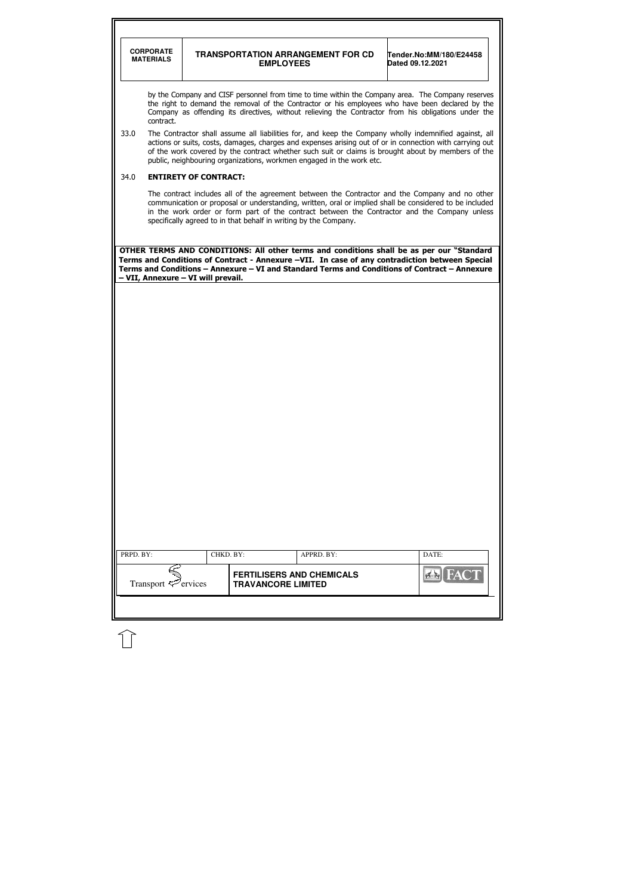by the Company and CISF personnel from time to time within the Company area. The Company reserves the right to demand the removal of the Contractor or his employees who have been declared by the Company as offending its directives, without relieving the Contractor from his obligations under the contract.

33.0 The Contractor shall assume all liabilities for, and keep the Company wholly indemnified against, all actions or suits, costs, damages, charges and expenses arising out of or in connection with carrying out of the work covered by the contract whether such suit or claims is brought about by members of the public, neighbouring organizations, workmen engaged in the work etc.

34.0 **ENTIRETY OF CONTRACT:**

The contract includes all of the agreement between the Contractor and the Company and no other communication or proposal or understanding, written, oral or implied shall be considered to be included in the work order or form part of the contract between the Contractor and the Company unless specifically agreed to in that behalf in writing by the Company.

**OTHER TERMS AND CONDITIONS: All other terms and conditions shall be as per our "Standard Terms and Conditions of Contract - Annexure –VII. In case of any contradiction between Special Terms and Conditions – Annexure – VI and Standard Terms and Conditions of Contract – Annexure – VII, Annexure – VI will prevail.**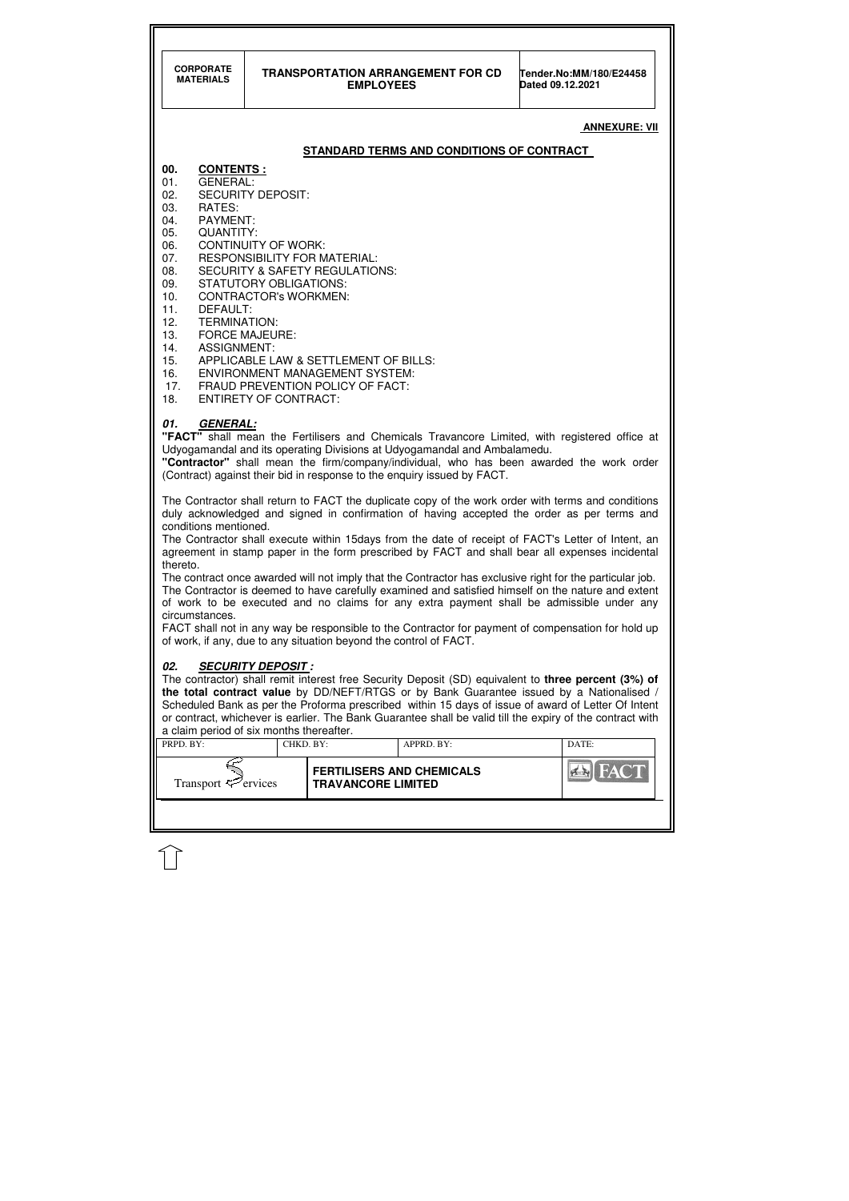**ANNEXURE: VII**

## STANDARD TERMS AND CONDITIONS OF CONTRACT

**00. CONTENTS :**

01. GENERAL:
02. SECURITY DEPOSIT:
03. RATES:
04. PAYMENT:
05. QUANTITY:
06. CONTINUITY OF WORK:
07. RESPONSIBILITY FOR MATERIAL:
08. SECURITY & SAFETY REGULATIONS:
09. STATUTORY OBLIGATIONS:
10. CONTRACTOR's WORKMEN:
11. DEFAULT:
12. TERMINATION:
13. FORCE MAJEURE:
14. ASSIGNMENT:
15. APPLICABLE LAW & SETTLEMENT OF BILLS:
16. ENVIRONMENT MANAGEMENT SYSTEM:
17. FRAUD PREVENTION POLICY OF FACT:
18. ENTIRETY OF CONTRACT:

### *01. GENERAL:*

**"FACT"** shall mean the Fertilisers and Chemicals Travancore Limited, with registered office at Udyogamandal and its operating Divisions at Udyogamandal and Ambalamedu.

**"Contractor"** shall mean the firm/company/individual, who has been awarded the work order (Contract) against their bid in response to the enquiry issued by FACT.

The Contractor shall return to FACT the duplicate copy of the work order with terms and conditions duly acknowledged and signed in confirmation of having accepted the order as per terms and conditions mentioned.

The Contractor shall execute within 15days from the date of receipt of FACT's Letter of Intent, an agreement in stamp paper in the form prescribed by FACT and shall bear all expenses incidental thereto.

The contract once awarded will not imply that the Contractor has exclusive right for the particular job. The Contractor is deemed to have carefully examined and satisfied himself on the nature and extent of work to be executed and no claims for any extra payment shall be admissible under any circumstances.

FACT shall not in any way be responsible to the Contractor for payment of compensation for hold up of work, if any, due to any situation beyond the control of FACT.

### *02. SECURITY DEPOSIT :*

The contractor) shall remit interest free Security Deposit (SD) equivalent to **three percent (3%) of the total contract value** by DD/NEFT/RTGS or by Bank Guarantee issued by a Nationalised / Scheduled Bank as per the Proforma prescribed within 15 days of issue of award of Letter Of Intent or contract, whichever is earlier. The Bank Guarantee shall be valid till the expiry of the contract with a claim period of six months thereafter.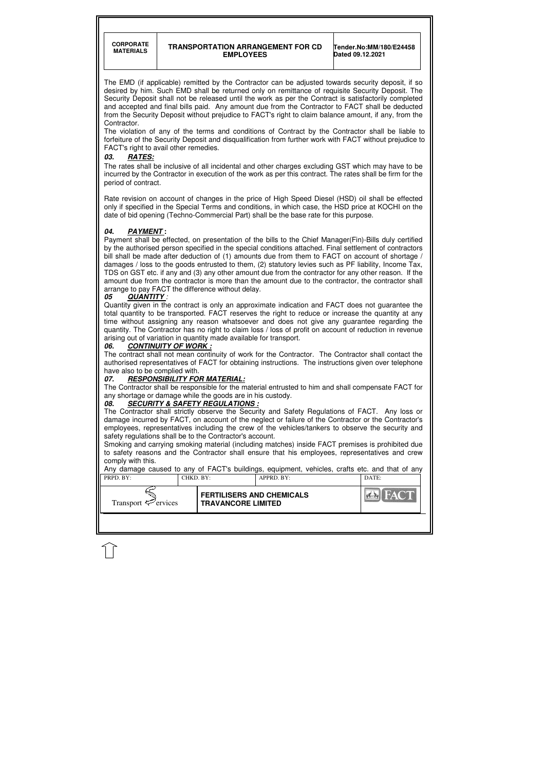The EMD (if applicable) remitted by the Contractor can be adjusted towards security deposit, if so desired by him. Such EMD shall be returned only on remittance of requisite Security Deposit. The Security Deposit shall not be released until the work as per the Contract is satisfactorily completed and accepted and final bills paid. Any amount due from the Contractor to FACT shall be deducted from the Security Deposit without prejudice to FACT's right to claim balance amount, if any, from the Contractor.

The violation of any of the terms and conditions of Contract by the Contractor shall be liable to forfeiture of the Security Deposit and disqualification from further work with FACT without prejudice to FACT's right to avail other remedies.

### *03. RATES:*

The rates shall be inclusive of all incidental and other charges excluding GST which may have to be incurred by the Contractor in execution of the work as per this contract. The rates shall be firm for the period of contract.

Rate revision on account of changes in the price of High Speed Diesel (HSD) oil shall be effected only if specified in the Special Terms and conditions, in which case, the HSD price at KOCHI on the date of bid opening (Techno-Commercial Part) shall be the base rate for this purpose.

### *04. PAYMENT :*

Payment shall be effected, on presentation of the bills to the Chief Manager(Fin)-Bills duly certified by the authorised person specified in the special conditions attached. Final settlement of contractors bill shall be made after deduction of (1) amounts due from them to FACT on account of shortage / damages / loss to the goods entrusted to them, (2) statutory levies such as PF liability, Income Tax, TDS on GST etc. if any and (3) any other amount due from the contractor for any other reason. If the amount due from the contractor is more than the amount due to the contractor, the contractor shall arrange to pay FACT the difference without delay.

### *05 QUANTITY :*

Quantity given in the contract is only an approximate indication and FACT does not guarantee the total quantity to be transported. FACT reserves the right to reduce or increase the quantity at any time without assigning any reason whatsoever and does not give any guarantee regarding the quantity. The Contractor has no right to claim loss / loss of profit on account of reduction in revenue arising out of variation in quantity made available for transport.

### *06. CONTINUITY OF WORK :*

The contract shall not mean continuity of work for the Contractor. The Contractor shall contact the authorised representatives of FACT for obtaining instructions. The instructions given over telephone have also to be complied with.

### *07. RESPONSIBILITY FOR MATERIAL:*

The Contractor shall be responsible for the material entrusted to him and shall compensate FACT for any shortage or damage while the goods are in his custody.

### *08. SECURITY & SAFETY REGULATIONS :*

The Contractor shall strictly observe the Security and Safety Regulations of FACT. Any loss or damage incurred by FACT, on account of the neglect or failure of the Contractor or the Contractor's employees, representatives including the crew of the vehicles/tankers to observe the security and safety regulations shall be to the Contractor's account.

Smoking and carrying smoking material (including matches) inside FACT premises is prohibited due to safety reasons and the Contractor shall ensure that his employees, representatives and crew comply with this.

Any damage caused to any of FACT's buildings, equipment, vehicles, crafts etc. and that of any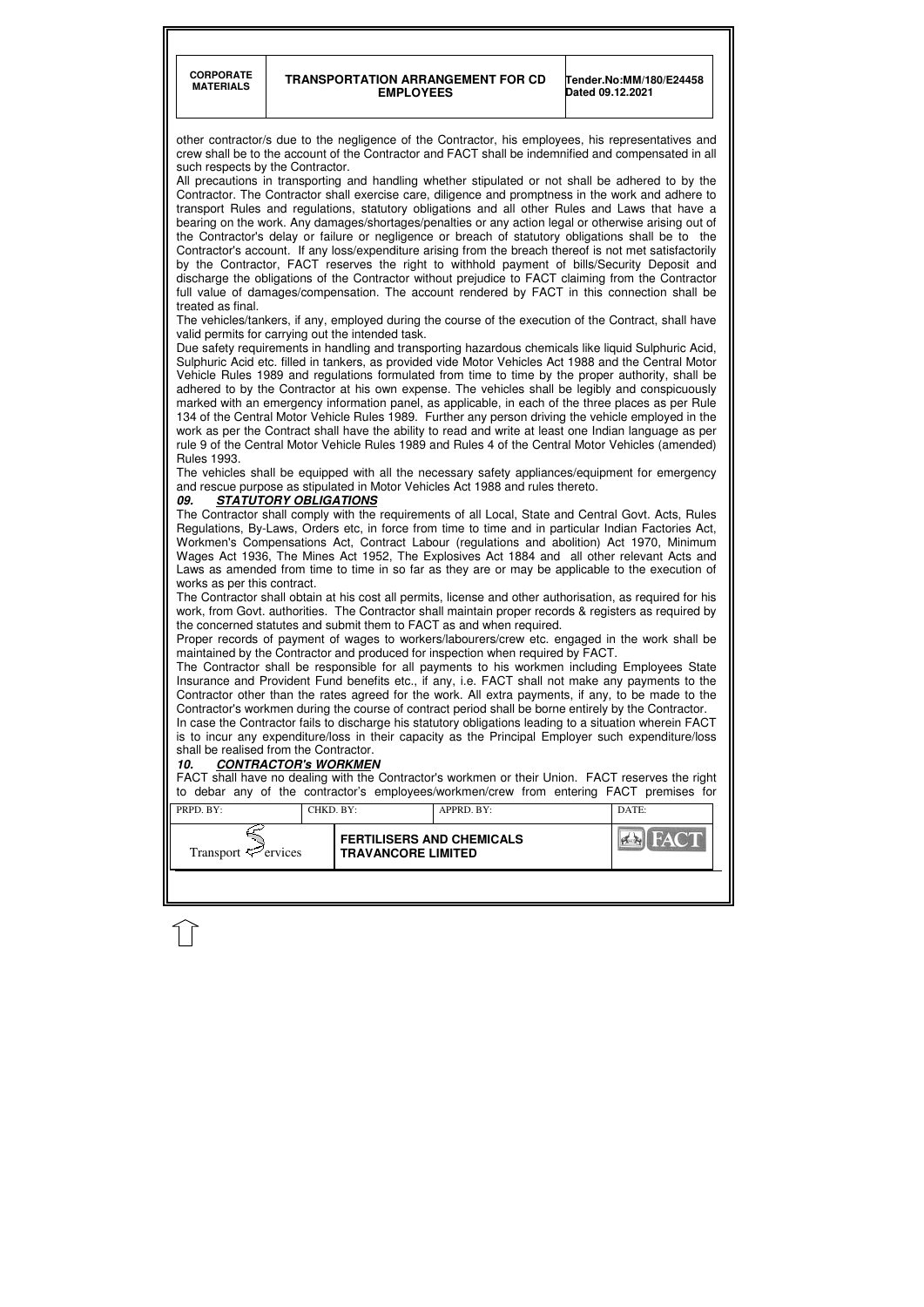other contractor/s due to the negligence of the Contractor, his employees, his representatives and crew shall be to the account of the Contractor and FACT shall be indemnified and compensated in all such respects by the Contractor.

All precautions in transporting and handling whether stipulated or not shall be adhered to by the Contractor. The Contractor shall exercise care, diligence and promptness in the work and adhere to transport Rules and regulations, statutory obligations and all other Rules and Laws that have a bearing on the work. Any damages/shortages/penalties or any action legal or otherwise arising out of the Contractor's delay or failure or negligence or breach of statutory obligations shall be to the Contractor's account. If any loss/expenditure arising from the breach thereof is not met satisfactorily by the Contractor, FACT reserves the right to withhold payment of bills/Security Deposit and discharge the obligations of the Contractor without prejudice to FACT claiming from the Contractor full value of damages/compensation. The account rendered by FACT in this connection shall be treated as final.

The vehicles/tankers, if any, employed during the course of the execution of the Contract, shall have valid permits for carrying out the intended task.

Due safety requirements in handling and transporting hazardous chemicals like liquid Sulphuric Acid, Sulphuric Acid etc. filled in tankers, as provided vide Motor Vehicles Act 1988 and the Central Motor Vehicle Rules 1989 and regulations formulated from time to time by the proper authority, shall be adhered to by the Contractor at his own expense. The vehicles shall be legibly and conspicuously marked with an emergency information panel, as applicable, in each of the three places as per Rule 134 of the Central Motor Vehicle Rules 1989. Further any person driving the vehicle employed in the work as per the Contract shall have the ability to read and write at least one Indian language as per rule 9 of the Central Motor Vehicle Rules 1989 and Rules 4 of the Central Motor Vehicles (amended) Rules 1993.

The vehicles shall be equipped with all the necessary safety appliances/equipment for emergency and rescue purpose as stipulated in Motor Vehicles Act 1988 and rules thereto.

### *09. STATUTORY OBLIGATIONS*

The Contractor shall comply with the requirements of all Local, State and Central Govt. Acts, Rules Regulations, By-Laws, Orders etc, in force from time to time and in particular Indian Factories Act, Workmen's Compensations Act, Contract Labour (regulations and abolition) Act 1970, Minimum Wages Act 1936, The Mines Act 1952, The Explosives Act 1884 and all other relevant Acts and Laws as amended from time to time in so far as they are or may be applicable to the execution of works as per this contract.

The Contractor shall obtain at his cost all permits, license and other authorisation, as required for his work, from Govt. authorities. The Contractor shall maintain proper records & registers as required by the concerned statutes and submit them to FACT as and when required.

Proper records of payment of wages to workers/labourers/crew etc. engaged in the work shall be maintained by the Contractor and produced for inspection when required by FACT.

The Contractor shall be responsible for all payments to his workmen including Employees State Insurance and Provident Fund benefits etc., if any, i.e. FACT shall not make any payments to the Contractor other than the rates agreed for the work. All extra payments, if any, to be made to the Contractor's workmen during the course of contract period shall be borne entirely by the Contractor.

In case the Contractor fails to discharge his statutory obligations leading to a situation wherein FACT is to incur any expenditure/loss in their capacity as the Principal Employer such expenditure/loss shall be realised from the Contractor.

### *10. CONTRACTOR's WORKMEN*

FACT shall have no dealing with the Contractor's workmen or their Union. FACT reserves the right to debar any of the contractor's employees/workmen/crew from entering FACT premises for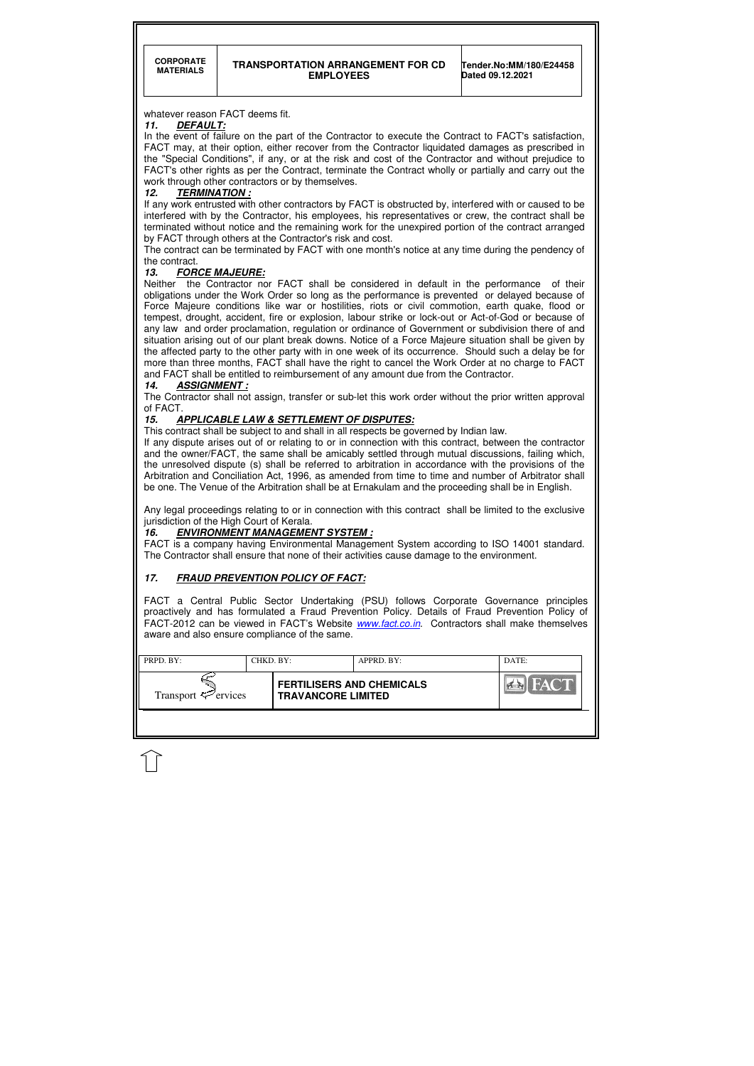whatever reason FACT deems fit.

### *11. DEFAULT:*

In the event of failure on the part of the Contractor to execute the Contract to FACT's satisfaction, FACT may, at their option, either recover from the Contractor liquidated damages as prescribed in the "Special Conditions", if any, or at the risk and cost of the Contractor and without prejudice to FACT's other rights as per the Contract, terminate the Contract wholly or partially and carry out the work through other contractors or by themselves.

### *12. TERMINATION :*

If any work entrusted with other contractors by FACT is obstructed by, interfered with or caused to be interfered with by the Contractor, his employees, his representatives or crew, the contract shall be terminated without notice and the remaining work for the unexpired portion of the contract arranged by FACT through others at the Contractor's risk and cost.

The contract can be terminated by FACT with one month's notice at any time during the pendency of the contract.

### *13. FORCE MAJEURE:*

Neither the Contractor nor FACT shall be considered in default in the performance of their obligations under the Work Order so long as the performance is prevented or delayed because of Force Majeure conditions like war or hostilities, riots or civil commotion, earth quake, flood or tempest, drought, accident, fire or explosion, labour strike or lock-out or Act-of-God or because of any law and order proclamation, regulation or ordinance of Government or subdivision there of and situation arising out of our plant break downs. Notice of a Force Majeure situation shall be given by the affected party to the other party with in one week of its occurrence. Should such a delay be for more than three months, FACT shall have the right to cancel the Work Order at no charge to FACT and FACT shall be entitled to reimbursement of any amount due from the Contractor.

### *14. ASSIGNMENT :*

The Contractor shall not assign, transfer or sub-let this work order without the prior written approval of FACT.

### *15. APPLICABLE LAW & SETTLEMENT OF DISPUTES:*

This contract shall be subject to and shall in all respects be governed by Indian law.

If any dispute arises out of or relating to or in connection with this contract, between the contractor and the owner/FACT, the same shall be amicably settled through mutual discussions, failing which, the unresolved dispute (s) shall be referred to arbitration in accordance with the provisions of the Arbitration and Conciliation Act, 1996, as amended from time to time and number of Arbitrator shall be one. The Venue of the Arbitration shall be at Ernakulam and the proceeding shall be in English.

Any legal proceedings relating to or in connection with this contract shall be limited to the exclusive jurisdiction of the High Court of Kerala.

### *16. ENVIRONMENT MANAGEMENT SYSTEM :*

FACT is a company having Environmental Management System according to ISO 14001 standard. The Contractor shall ensure that none of their activities cause damage to the environment.

### *17. FRAUD PREVENTION POLICY OF FACT:*

FACT a Central Public Sector Undertaking (PSU) follows Corporate Governance principles proactively and has formulated a Fraud Prevention Policy. Details of Fraud Prevention Policy of FACT-2012 can be viewed in FACT's Website *www.fact.co.in*. Contractors shall make themselves aware and also ensure compliance of the same.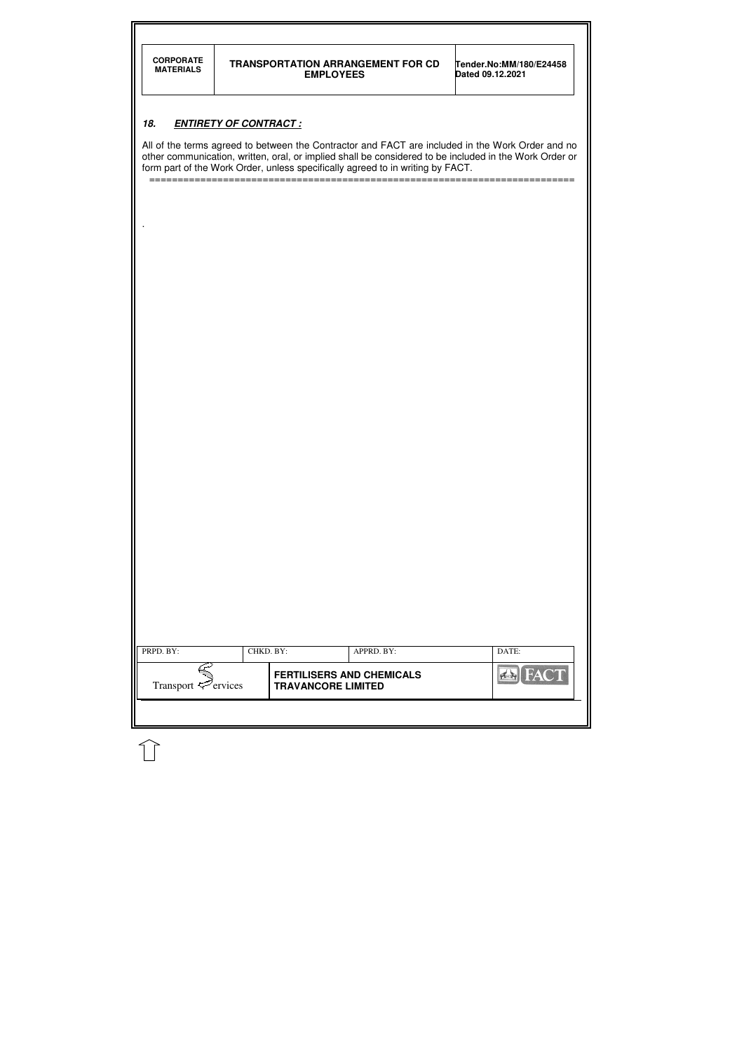### *18. ENTIRETY OF CONTRACT :*

All of the terms agreed to between the Contractor and FACT are included in the Work Order and no other communication, written, oral, or implied shall be considered to be included in the Work Order or form part of the Work Order, unless specifically agreed to in writing by FACT.

==============================================================================

.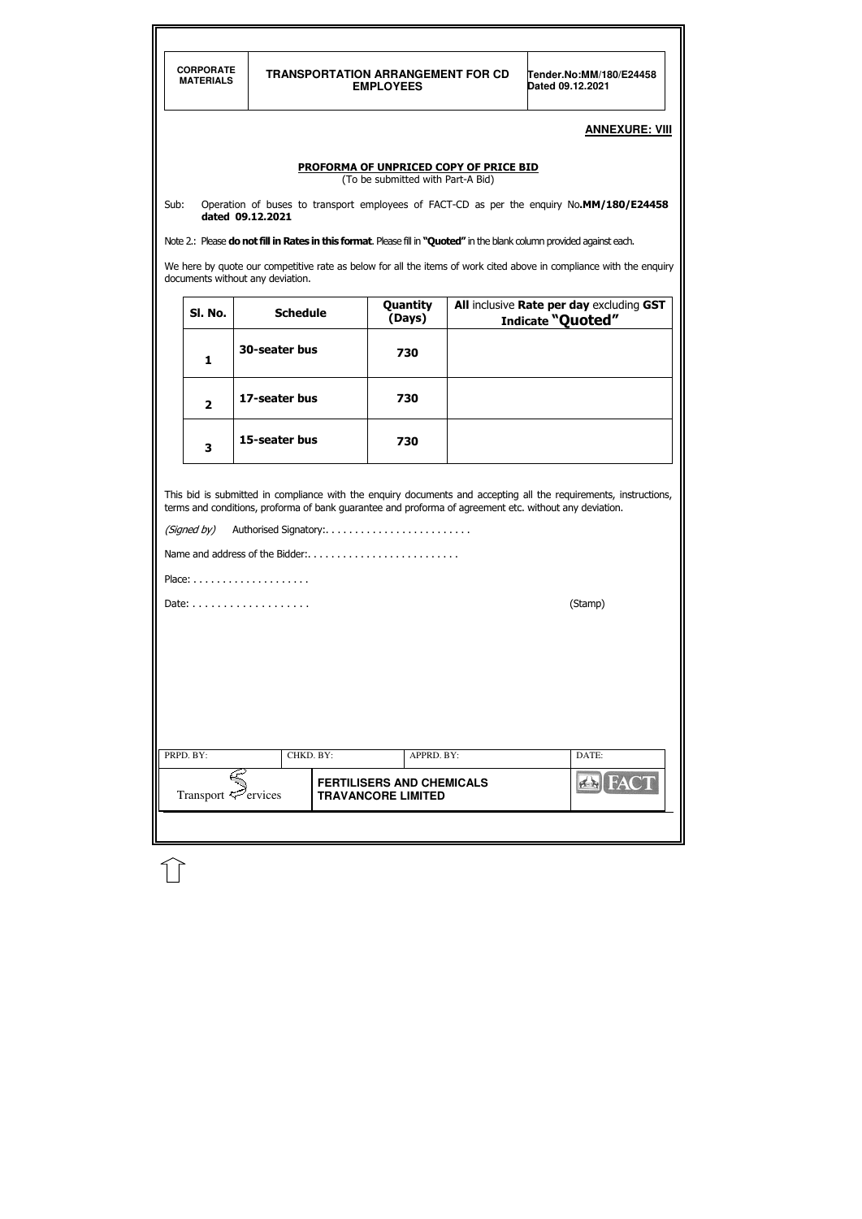**ANNEXURE: VIII**

**PROFORMA OF UNPRICED COPY OF PRICE BID**

(To be submitted with Part-A Bid)

Sub: Operation of buses to transport employees of FACT-CD as per the enquiry No.**MM/180/E24458 dated 09.12.2021**

Note 2.: Please **do not fill in Rates in this format**. Please fill in **"Quoted"** in the blank column provided against each.

We here by quote our competitive rate as below for all the items of work cited above in compliance with the enquiry documents without any deviation.

| Sl. No. | Schedule | Quantity (Days) | All inclusive Rate per day excluding GST Indicate "Quoted" |
|---|---|---|---|
| 1 | 30-seater bus | 730 | |
| 2 | 17-seater bus | 730 | |
| 3 | 15-seater bus | 730 | |

This bid is submitted in compliance with the enquiry documents and accepting all the requirements, instructions, terms and conditions, proforma of bank guarantee and proforma of agreement etc. without any deviation.

*(Signed by)* Authorised Signatory:. . . . . . . . . . . . . . . . . . . . . . . . .

Name and address of the Bidder:. . . . . . . . . . . . . . . . . . . . . . . . . .

Place: . . . . . . . . . . . . . . . . . . . .

Date: . . . . . . . . . . . . . . . . . . . (Stamp)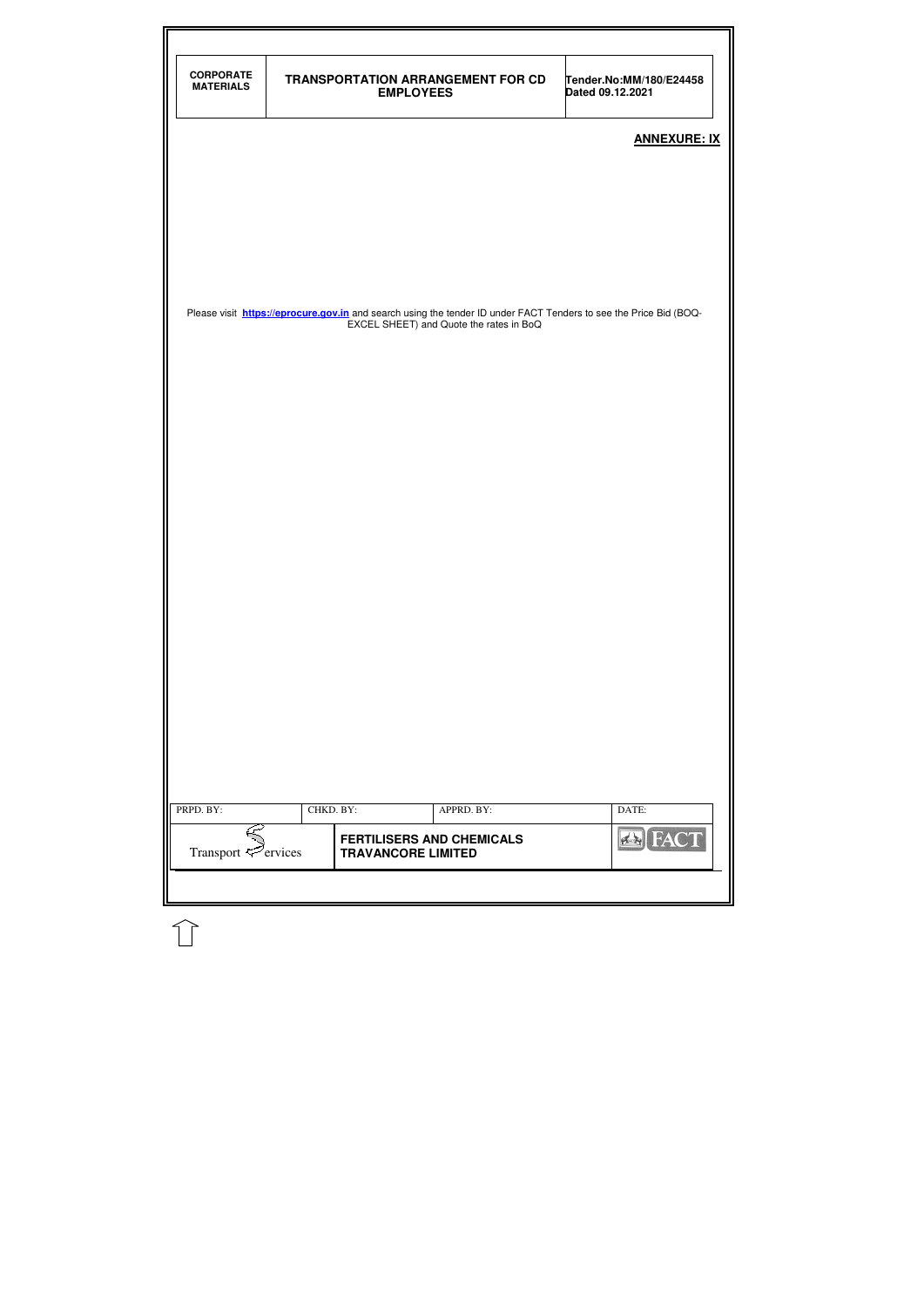## ANNEXURE: IX

Please visit **https://eprocure.gov.in** and search using the tender ID under FACT Tenders to see the Price Bid (BOQ-EXCEL SHEET) and Quote the rates in BoQ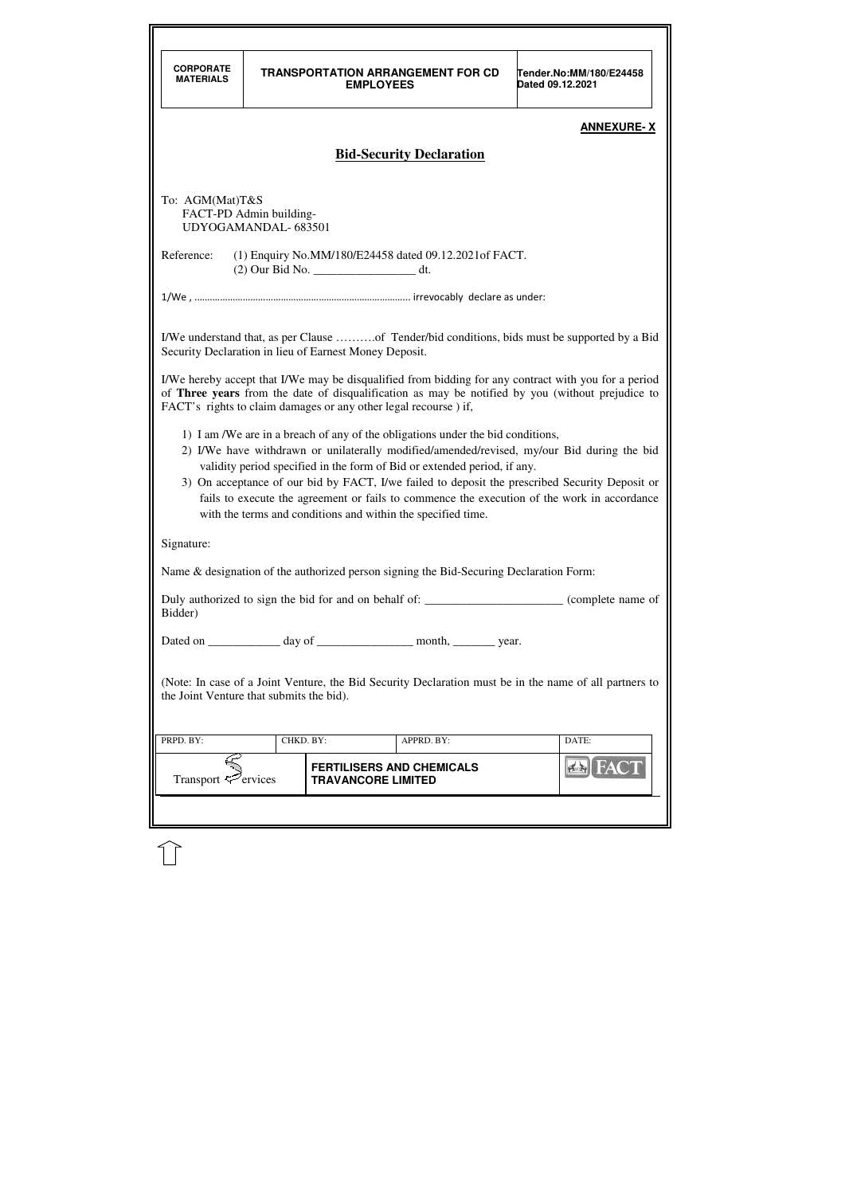**ANNEXURE- X**

## Bid-Security Declaration

To: AGM(Mat)T&S
FACT-PD Admin building-
UDYOGAMANDAL- 683501

Reference: (1) Enquiry No.MM/180/E24458 dated 09.12.2021of FACT.
(2) Our Bid No. _________________ dt.

1/We , ................................................................................... irrevocably declare as under:

I/We understand that, as per Clause ……….of Tender/bid conditions, bids must be supported by a Bid Security Declaration in lieu of Earnest Money Deposit.

I/We hereby accept that I/We may be disqualified from bidding for any contract with you for a period of **Three years** from the date of disqualification as may be notified by you (without prejudice to FACT's rights to claim damages or any other legal recourse ) if,

1) I am /We are in a breach of any of the obligations under the bid conditions,
2) I/We have withdrawn or unilaterally modified/amended/revised, my/our Bid during the bid validity period specified in the form of Bid or extended period, if any.
3) On acceptance of our bid by FACT, I/we failed to deposit the prescribed Security Deposit or fails to execute the agreement or fails to commence the execution of the work in accordance with the terms and conditions and within the specified time.

Signature:

Name & designation of the authorized person signing the Bid-Securing Declaration Form:

Duly authorized to sign the bid for and on behalf of: _______________________ (complete name of Bidder)

Dated on ____________ day of ________________ month, _______ year.

(Note: In case of a Joint Venture, the Bid Security Declaration must be in the name of all partners to the Joint Venture that submits the bid).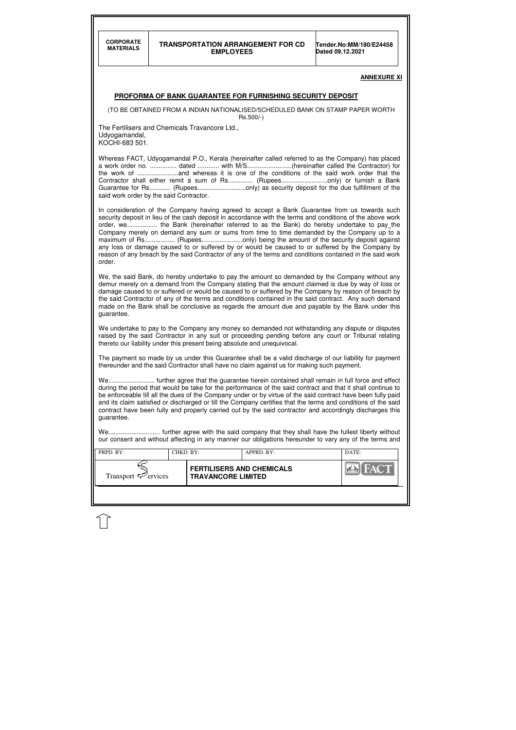**ANNEXURE XI**

## PROFORMA OF BANK GUARANTEE FOR FURNISHING SECURITY DEPOSIT

(TO BE OBTAINED FROM A INDIAN NATIONALISED/SCHEDULED BANK ON STAMP PAPER WORTH Rs.500/-)

The Fertilisers and Chemicals Travancore Ltd.,
Udyogamandal,
KOCHI-683 501.

Whereas FACT, Udyogamandal P.O., Kerala (hereinafter called referred to as the Company) has placed a work order no. ............... dated ............ with M/S.........................(hereinafter called the Contractor) for the work of .......................and whereas it is one of the conditions of the said work order that the Contractor shall either remit a sum of Rs.............. (Rupees..........................only) or furnish a Bank Guarantee for Rs............ (Rupees...........................only) as security deposit for the due fulfillment of the said work order by the said Contractor.

In consideration of the Company having agreed to accept a Bank Guarantee from us towards such security deposit in lieu of the cash deposit in accordance with the terms and conditions of the above work order, we................ the Bank (hereinafter referred to as the Bank) do hereby undertake to pay the Company merely on demand any sum or sums from time to time demanded by the Company up to a maximum of Rs................. (Rupees.......................only) being the amount of the security deposit against any loss or damage caused to or suffered by or would be caused to or suffered by the Company by reason of any breach by the said Contractor of any of the terms and conditions contained in the said work order.

We, the said Bank, do hereby undertake to pay the amount so demanded by the Company without any demur merely on a demand from the Company stating that the amount claimed is due by way of loss or damage caused to or suffered or would be caused to or suffered by the Company by reason of breach by the said Contractor of any of the terms and conditions contained in the said contract. Any such demand made on the Bank shall be conclusive as regards the amount due and payable by the Bank under this guarantee.

We undertake to pay to the Company any money so demanded not withstanding any dispute or disputes raised by the said Contractor in any suit or proceeding pending before any court or Tribunal relating thereto our liability under this present being absolute and unequivocal.

The payment so made by us under this Guarantee shall be a valid discharge of our liability for payment thereunder and the said Contractor shall have no claim against us for making such payment.

We.......................... further agree that the guarantee herein contained shall remain in full force and effect during the period that would be take for the performance of the said contract and that it shall continue to be enforceable till all the dues of the Company under or by virtue of the said contract have been fully paid and its claim satisfied or discharged or till the Company certifies that the terms and conditions of the said contract have been fully and properly carried out by the said contractor and accordingly discharges this guarantee.

We............................. further agree with the said company that they shall have the fullest liberty without our consent and without affecting in any manner our obligations hereunder to vary any of the terms and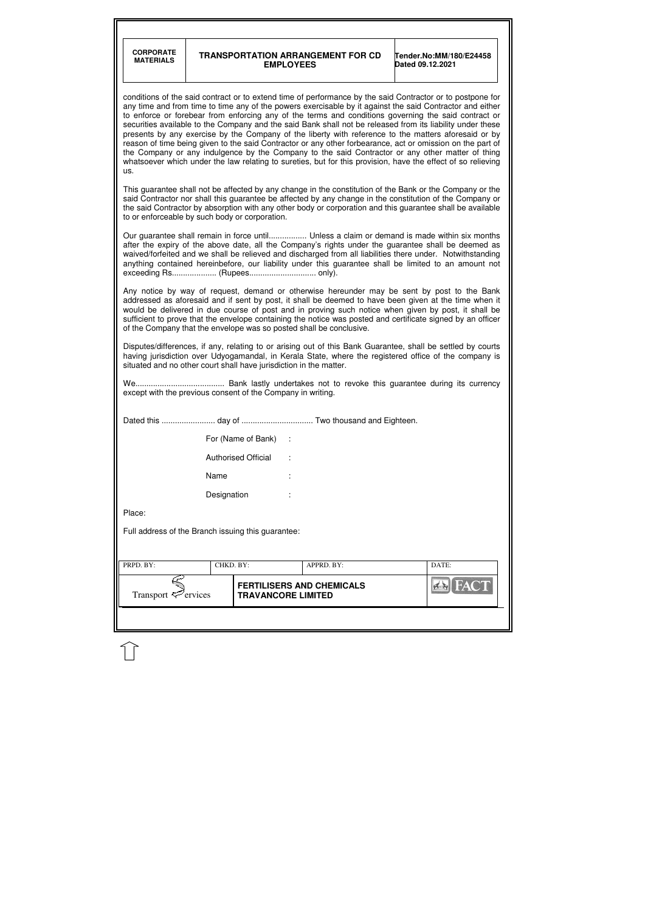conditions of the said contract or to extend time of performance by the said Contractor or to postpone for any time and from time to time any of the powers exercisable by it against the said Contractor and either to enforce or forebear from enforcing any of the terms and conditions governing the said contract or securities available to the Company and the said Bank shall not be released from its liability under these presents by any exercise by the Company of the liberty with reference to the matters aforesaid or by reason of time being given to the said Contractor or any other forbearance, act or omission on the part of the Company or any indulgence by the Company to the said Contractor or any other matter of thing whatsoever which under the law relating to sureties, but for this provision, have the effect of so relieving us.

This guarantee shall not be affected by any change in the constitution of the Bank or the Company or the said Contractor nor shall this guarantee be affected by any change in the constitution of the Company or the said Contractor by absorption with any other body or corporation and this guarantee shall be available to or enforceable by such body or corporation.

Our guarantee shall remain in force until................. Unless a claim or demand is made within six months after the expiry of the above date, all the Company's rights under the guarantee shall be deemed as waived/forfeited and we shall be relieved and discharged from all liabilities there under. Notwithstanding anything contained hereinbefore, our liability under this guarantee shall be limited to an amount not exceeding Rs.................... (Rupees.............................. only).

Any notice by way of request, demand or otherwise hereunder may be sent by post to the Bank addressed as aforesaid and if sent by post, it shall be deemed to have been given at the time when it would be delivered in due course of post and in proving such notice when given by post, it shall be sufficient to prove that the envelope containing the notice was posted and certificate signed by an officer of the Company that the envelope was so posted shall be conclusive.

Disputes/differences, if any, relating to or arising out of this Bank Guarantee, shall be settled by courts having jurisdiction over Udyogamandal, in Kerala State, where the registered office of the company is situated and no other court shall have jurisdiction in the matter.

We........................................ Bank lastly undertakes not to revoke this guarantee during its currency except with the previous consent of the Company in writing.

Dated this ........................ day of ................................ Two thousand and Eighteen.

For (Name of Bank) :

Authorised Official :

Name :

Designation :

Place:

Full address of the Branch issuing this guarantee: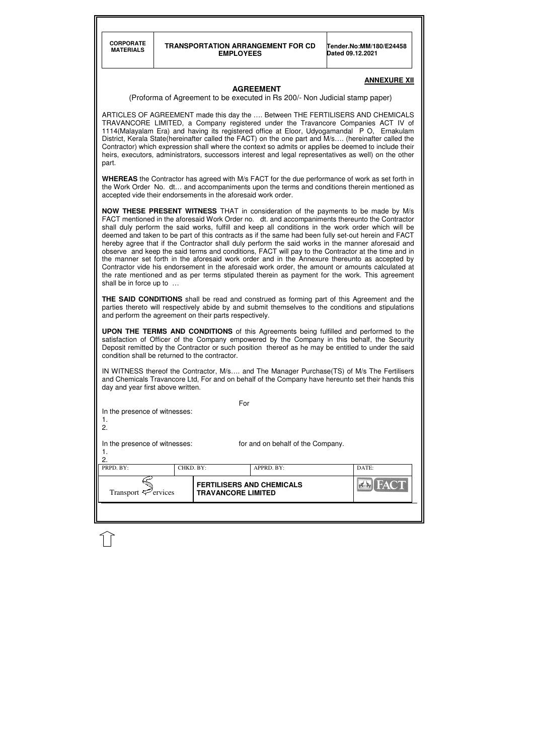**ANNEXURE XII**

## AGREEMENT

(Proforma of Agreement to be executed in Rs 200/- Non Judicial stamp paper)

ARTICLES OF AGREEMENT made this day the …. Between THE FERTILISERS AND CHEMICALS TRAVANCORE LIMITED, a Company registered under the Travancore Companies ACT IV of 1114(Malayalam Era) and having its registered office at Eloor, Udyogamandal P O, Ernakulam District, Kerala State(hereinafter called the FACT) on the one part and M/s…. (hereinafter called the Contractor) which expression shall where the context so admits or applies be deemed to include their heirs, executors, administrators, successors interest and legal representatives as well) on the other part.

**WHEREAS** the Contractor has agreed with M/s FACT for the due performance of work as set forth in the Work Order No. dt… and accompaniments upon the terms and conditions therein mentioned as accepted vide their endorsements in the aforesaid work order.

**NOW THESE PRESENT WITNESS** THAT in consideration of the payments to be made by M/s FACT mentioned in the aforesaid Work Order no. dt. and accompaniments thereunto the Contractor shall duly perform the said works, fulfill and keep all conditions in the work order which will be deemed and taken to be part of this contracts as if the same had been fully set-out herein and FACT hereby agree that if the Contractor shall duly perform the said works in the manner aforesaid and observe and keep the said terms and conditions, FACT will pay to the Contractor at the time and in the manner set forth in the aforesaid work order and in the Annexure thereunto as accepted by Contractor vide his endorsement in the aforesaid work order, the amount or amounts calculated at the rate mentioned and as per terms stipulated therein as payment for the work. This agreement shall be in force up to …

**THE SAID CONDITIONS** shall be read and construed as forming part of this Agreement and the parties thereto will respectively abide by and submit themselves to the conditions and stipulations and perform the agreement on their parts respectively.

**UPON THE TERMS AND CONDITIONS** of this Agreements being fulfilled and performed to the satisfaction of Officer of the Company empowered by the Company in this behalf, the Security Deposit remitted by the Contractor or such position thereof as he may be entitled to under the said condition shall be returned to the contractor.

IN WITNESS thereof the Contractor, M/s…. and The Manager Purchase(TS) of M/s The Fertilisers and Chemicals Travancore Ltd, For and on behalf of the Company have hereunto set their hands this day and year first above written.

For

In the presence of witnesses:
1.
2.

In the presence of witnesses: for and on behalf of the Company.
1.
2.